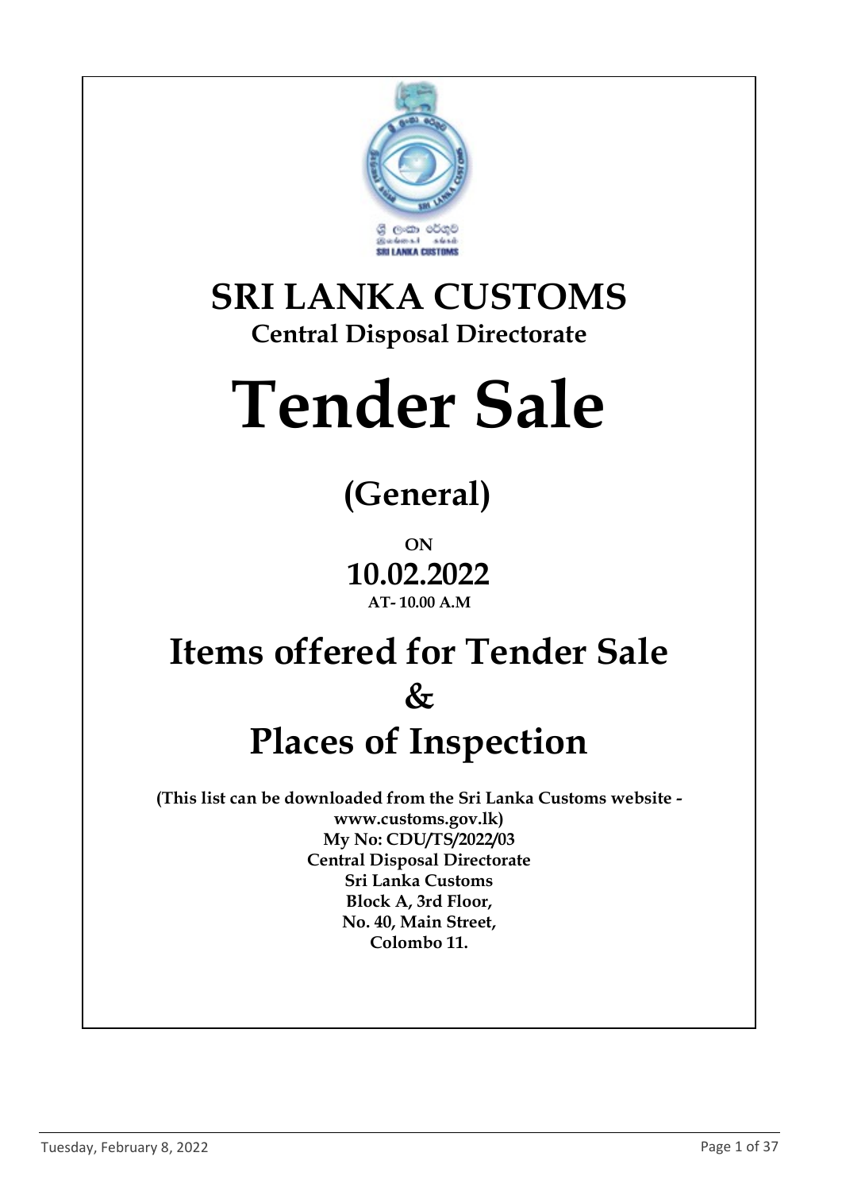# SRI LANKA CUSTOMS

## Central Disposal Directorate

# Tender Sale

## (General)

**ON**

**10.02.2022**

**AT- 10.00 A.M**

# Items offered for Tender Sale

# &

# Places of Inspection

**(This list can be downloaded from the Sri Lanka Customs website - www.customs.gov.lk)**
**My No: CDU/TS/2022/03**
**Central Disposal Directorate**
**Sri Lanka Customs**
**Block A, 3rd Floor,**
**No. 40, Main Street,**
**Colombo 11.**

Tuesday, February 8, 2022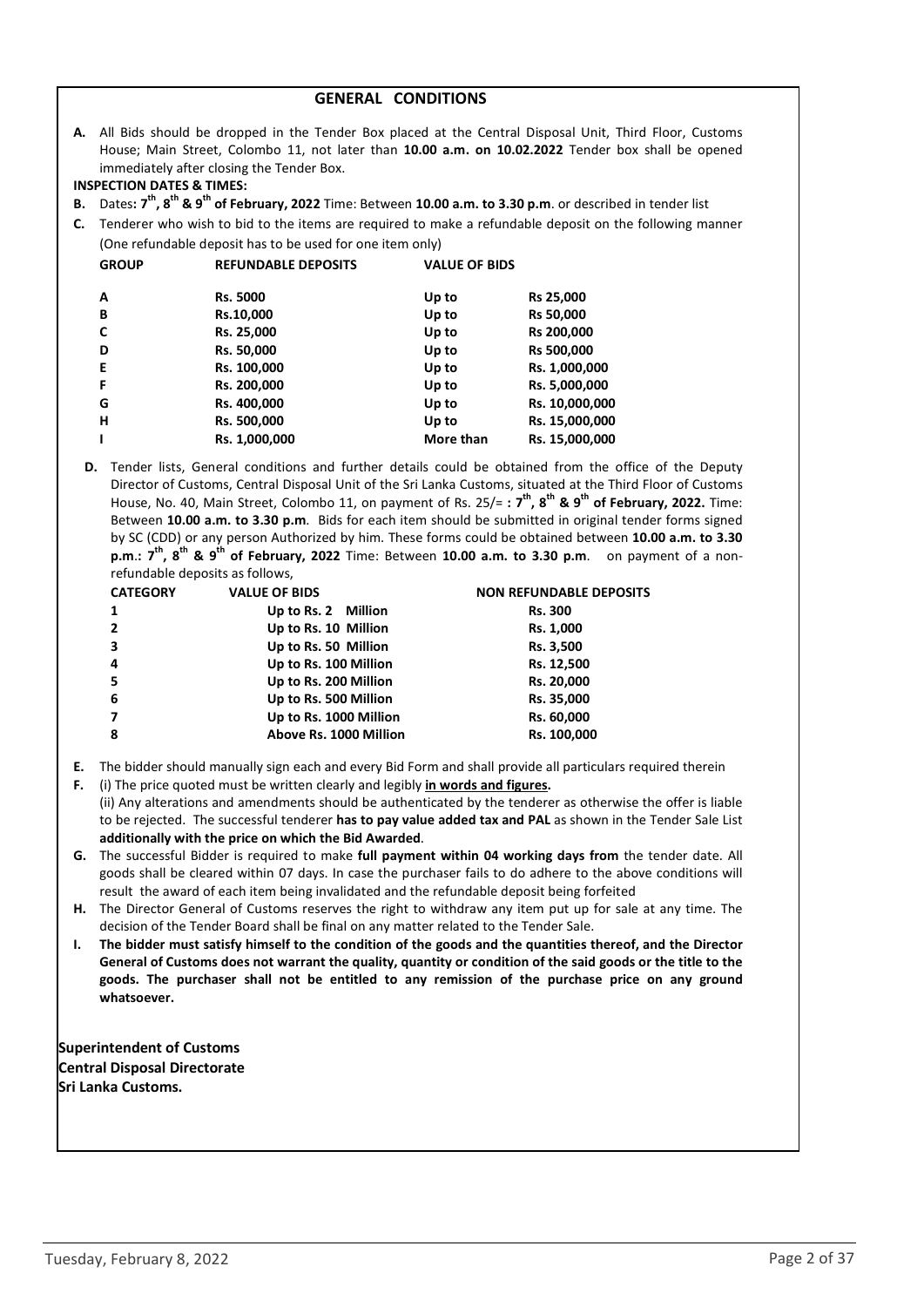## GENERAL CONDITIONS

**A.** All Bids should be dropped in the Tender Box placed at the Central Disposal Unit, Third Floor, Customs House; Main Street, Colombo 11, not later than **10.00 a.m. on 10.02.2022** Tender box shall be opened immediately after closing the Tender Box.

**INSPECTION DATES & TIMES:**

**B.** Dates**: 7th, 8th & 9th of February, 2022** Time: Between **10.00 a.m. to 3.30 p.m**. or described in tender list

**C.** Tenderer who wish to bid to the items are required to make a refundable deposit on the following manner (One refundable deposit has to be used for one item only)

| GROUP | REFUNDABLE DEPOSITS | VALUE OF BIDS | |
|---|---|---|---|
| A | Rs. 5000 | Up to | Rs 25,000 |
| B | Rs.10,000 | Up to | Rs 50,000 |
| C | Rs. 25,000 | Up to | Rs 200,000 |
| D | Rs. 50,000 | Up to | Rs 500,000 |
| E | Rs. 100,000 | Up to | Rs. 1,000,000 |
| F | Rs. 200,000 | Up to | Rs. 5,000,000 |
| G | Rs. 400,000 | Up to | Rs. 10,000,000 |
| H | Rs. 500,000 | Up to | Rs. 15,000,000 |
| I | Rs. 1,000,000 | More than | Rs. 15,000,000 |

**D.** Tender lists, General conditions and further details could be obtained from the office of the Deputy Director of Customs, Central Disposal Unit of the Sri Lanka Customs, situated at the Third Floor of Customs House, No. 40, Main Street, Colombo 11, on payment of Rs. 25/= **: 7th, 8th & 9th of February, 2022.** Time: Between **10.00 a.m. to 3.30 p.m**. Bids for each item should be submitted in original tender forms signed by SC (CDD) or any person Authorized by him. These forms could be obtained between **10.00 a.m. to 3.30 p.m.: 7th, 8th & 9th of February, 2022** Time: Between **10.00 a.m. to 3.30 p.m**. on payment of a non-refundable deposits as follows,

| CATEGORY | VALUE OF BIDS | NON REFUNDABLE DEPOSITS |
|---|---|---|
| 1 | Up to Rs. 2 Million | Rs. 300 |
| 2 | Up to Rs. 10 Million | Rs. 1,000 |
| 3 | Up to Rs. 50 Million | Rs. 3,500 |
| 4 | Up to Rs. 100 Million | Rs. 12,500 |
| 5 | Up to Rs. 200 Million | Rs. 20,000 |
| 6 | Up to Rs. 500 Million | Rs. 35,000 |
| 7 | Up to Rs. 1000 Million | Rs. 60,000 |
| 8 | Above Rs. 1000 Million | Rs. 100,000 |

**E.** The bidder should manually sign each and every Bid Form and shall provide all particulars required therein

**F.** (i) The price quoted must be written clearly and legibly **in words and figures.**
(ii) Any alterations and amendments should be authenticated by the tenderer as otherwise the offer is liable to be rejected. The successful tenderer **has to pay value added tax and PAL** as shown in the Tender Sale List **additionally with the price on which the Bid Awarded**.

**G.** The successful Bidder is required to make **full payment within 04 working days from** the tender date. All goods shall be cleared within 07 days. In case the purchaser fails to do adhere to the above conditions will result the award of each item being invalidated and the refundable deposit being forfeited

**H.** The Director General of Customs reserves the right to withdraw any item put up for sale at any time. The decision of the Tender Board shall be final on any matter related to the Tender Sale.

**I.** **The bidder must satisfy himself to the condition of the goods and the quantities thereof, and the Director General of Customs does not warrant the quality, quantity or condition of the said goods or the title to the goods. The purchaser shall not be entitled to any remission of the purchase price on any ground whatsoever.**

**Superintendent of Customs**
**Central Disposal Directorate**
**Sri Lanka Customs.**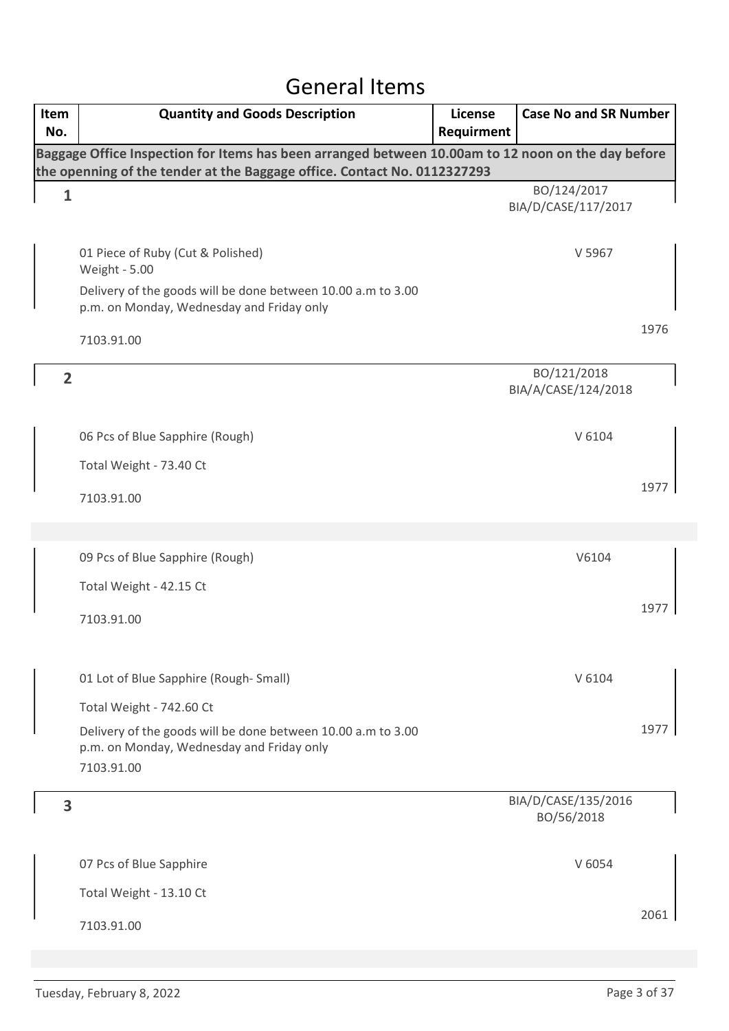# General Items

| Item No. | Quantity and Goods Description | License Requirment | Case No and SR Number |
|---|---|---|---|
| Baggage Office Inspection for Items has been arranged between 10.00am to 12 noon on the day before the openning of the tender at the Baggage office. Contact No. 0112327293 | | | |
| 1 | | | BO/124/2017<br>BIA/D/CASE/117/2017 |
| | 01 Piece of Ruby (Cut & Polished)<br>Weight - 5.00<br>Delivery of the goods will be done between 10.00 a.m to 3.00 p.m. on Monday, Wednesday and Friday only<br>7103.91.00 | | V 5967<br>1976 |
| 2 | | | BO/121/2018<br>BIA/A/CASE/124/2018 |
| | 06 Pcs of Blue Sapphire (Rough)<br>Total Weight - 73.40 Ct<br>7103.91.00 | | V 6104<br>1977 |
| | 09 Pcs of Blue Sapphire (Rough)<br>Total Weight - 42.15 Ct<br>7103.91.00 | | V6104<br>1977 |
| | 01 Lot of Blue Sapphire (Rough- Small)<br>Total Weight - 742.60 Ct<br>Delivery of the goods will be done between 10.00 a.m to 3.00 p.m. on Monday, Wednesday and Friday only<br>7103.91.00 | | V 6104<br>1977 |
| 3 | | | BIA/D/CASE/135/2016<br>BO/56/2018 |
| | 07 Pcs of Blue Sapphire<br>Total Weight - 13.10 Ct<br>7103.91.00 | | V 6054<br>2061 |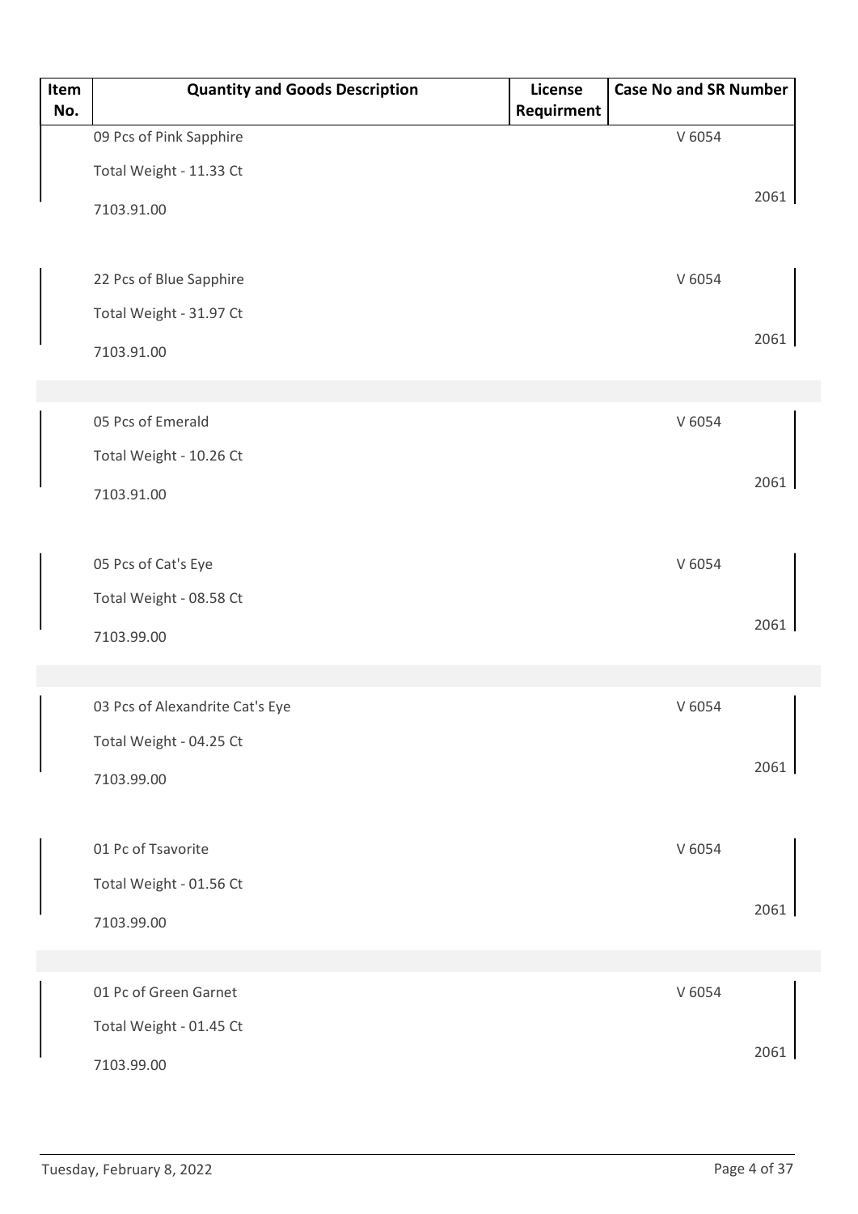| Item No. | Quantity and Goods Description | License Requirment | Case No and SR Number |
|---|---|---|---|
| | 09 Pcs of Pink Sapphire<br>Total Weight - 11.33 Ct<br>7103.91.00 | | V 6054<br>2061 |
| | 22 Pcs of Blue Sapphire<br>Total Weight - 31.97 Ct<br>7103.91.00 | | V 6054<br>2061 |
| | 05 Pcs of Emerald<br>Total Weight - 10.26 Ct<br>7103.91.00 | | V 6054<br>2061 |
| | 05 Pcs of Cat's Eye<br>Total Weight - 08.58 Ct<br>7103.99.00 | | V 6054<br>2061 |
| | 03 Pcs of Alexandrite Cat's Eye<br>Total Weight - 04.25 Ct<br>7103.99.00 | | V 6054<br>2061 |
| | 01 Pc of Tsavorite<br>Total Weight - 01.56 Ct<br>7103.99.00 | | V 6054<br>2061 |
| | 01 Pc of Green Garnet<br>Total Weight - 01.45 Ct<br>7103.99.00 | | V 6054<br>2061 |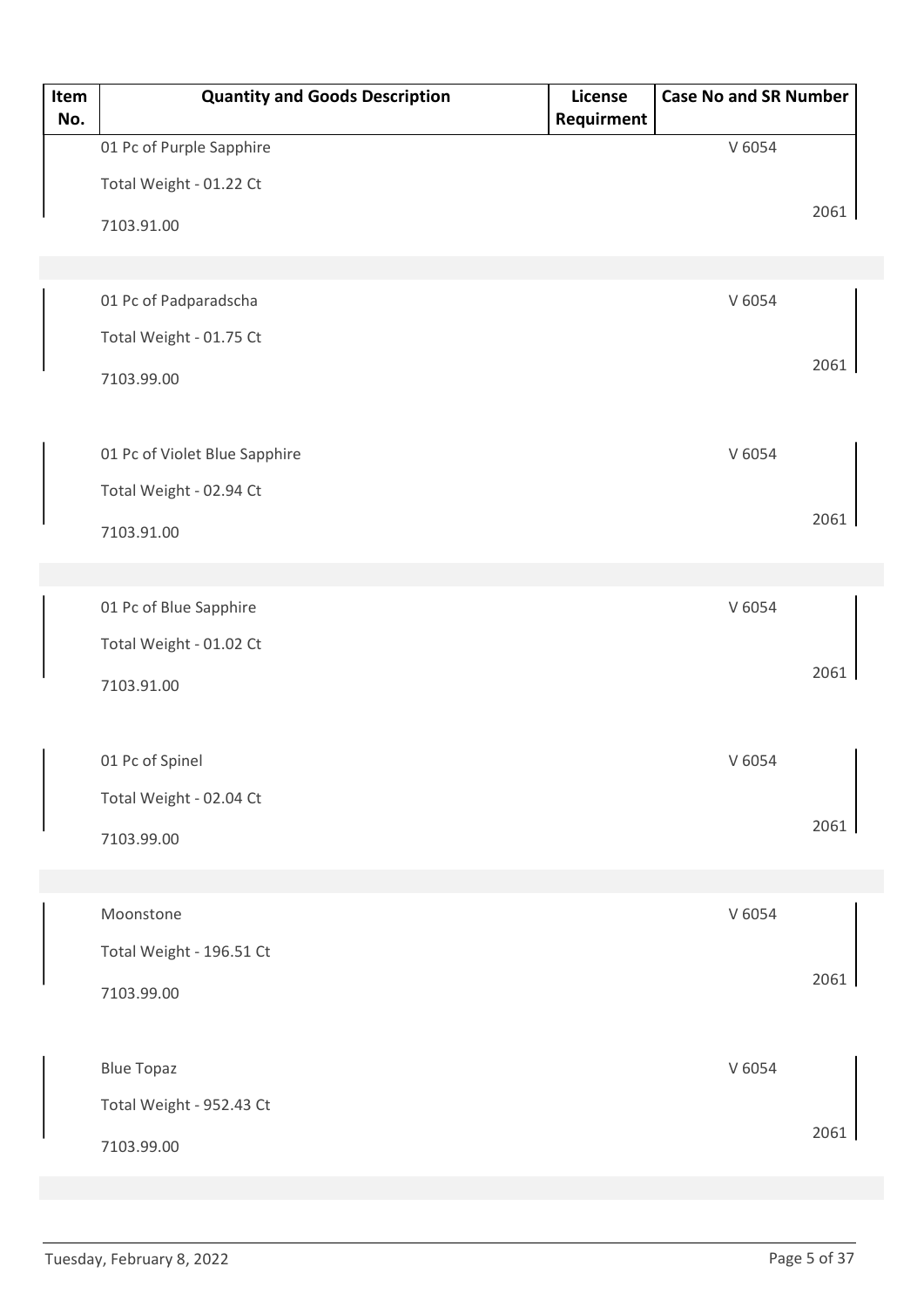| Item No. | Quantity and Goods Description | License Requirment | Case No and SR Number |
|---|---|---|---|
| | 01 Pc of Purple Sapphire<br>Total Weight - 01.22 Ct<br>7103.91.00 | | V 6054<br>2061 |
| | 01 Pc of Padparadscha<br>Total Weight - 01.75 Ct<br>7103.99.00 | | V 6054<br>2061 |
| | 01 Pc of Violet Blue Sapphire<br>Total Weight - 02.94 Ct<br>7103.91.00 | | V 6054<br>2061 |
| | 01 Pc of Blue Sapphire<br>Total Weight - 01.02 Ct<br>7103.91.00 | | V 6054<br>2061 |
| | 01 Pc of Spinel<br>Total Weight - 02.04 Ct<br>7103.99.00 | | V 6054<br>2061 |
| | Moonstone<br>Total Weight - 196.51 Ct<br>7103.99.00 | | V 6054<br>2061 |
| | Blue Topaz<br>Total Weight - 952.43 Ct<br>7103.99.00 | | V 6054<br>2061 |

Tuesday, February 8, 2022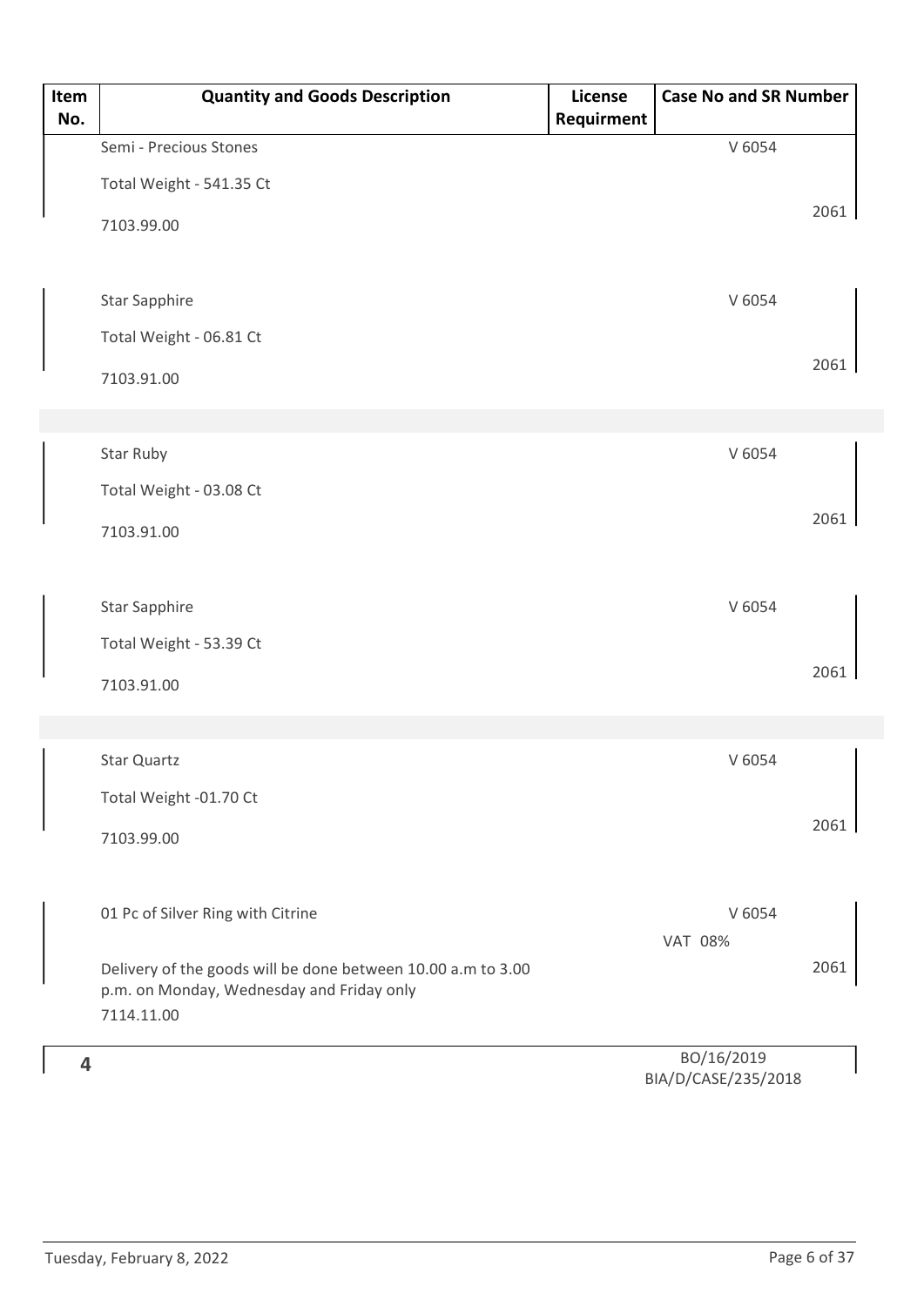| Item No. | Quantity and Goods Description | License Requirment | Case No and SR Number |
| --- | --- | --- | --- |
| | Semi - Precious Stones<br>Total Weight - 541.35 Ct<br>7103.99.00 | | V 6054<br>2061 |
| | Star Sapphire<br>Total Weight - 06.81 Ct<br>7103.91.00 | | V 6054<br>2061 |
| | Star Ruby<br>Total Weight - 03.08 Ct<br>7103.91.00 | | V 6054<br>2061 |
| | Star Sapphire<br>Total Weight - 53.39 Ct<br>7103.91.00 | | V 6054<br>2061 |
| | Star Quartz<br>Total Weight -01.70 Ct<br>7103.99.00 | | V 6054<br>2061 |
| | 01 Pc of Silver Ring with Citrine<br>Delivery of the goods will be done between 10.00 a.m to 3.00 p.m. on Monday, Wednesday and Friday only<br>7114.11.00 | | V 6054<br>VAT 08%<br>2061 |
| 4 | | | BO/16/2019<br>BIA/D/CASE/235/2018 |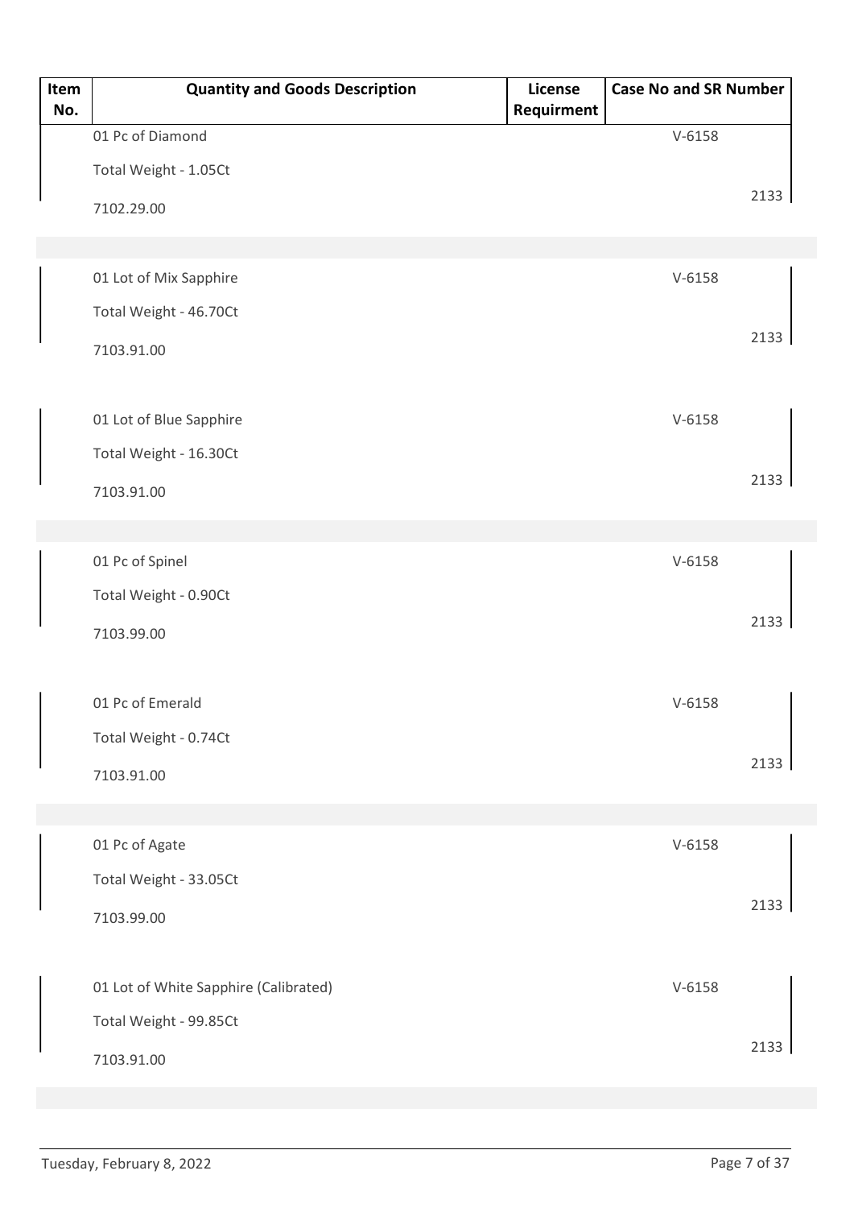| Item No. | Quantity and Goods Description | License Requirment | Case No and SR Number |
|---|---|---|---|
| | 01 Pc of Diamond<br>Total Weight - 1.05Ct<br>7102.29.00 | | V-6158<br>2133 |
| | 01 Lot of Mix Sapphire<br>Total Weight - 46.70Ct<br>7103.91.00 | | V-6158<br>2133 |
| | 01 Lot of Blue Sapphire<br>Total Weight - 16.30Ct<br>7103.91.00 | | V-6158<br>2133 |
| | 01 Pc of Spinel<br>Total Weight - 0.90Ct<br>7103.99.00 | | V-6158<br>2133 |
| | 01 Pc of Emerald<br>Total Weight - 0.74Ct<br>7103.91.00 | | V-6158<br>2133 |
| | 01 Pc of Agate<br>Total Weight - 33.05Ct<br>7103.99.00 | | V-6158<br>2133 |
| | 01 Lot of White Sapphire (Calibrated)<br>Total Weight - 99.85Ct<br>7103.91.00 | | V-6158<br>2133 |

Tuesday, February 8, 2022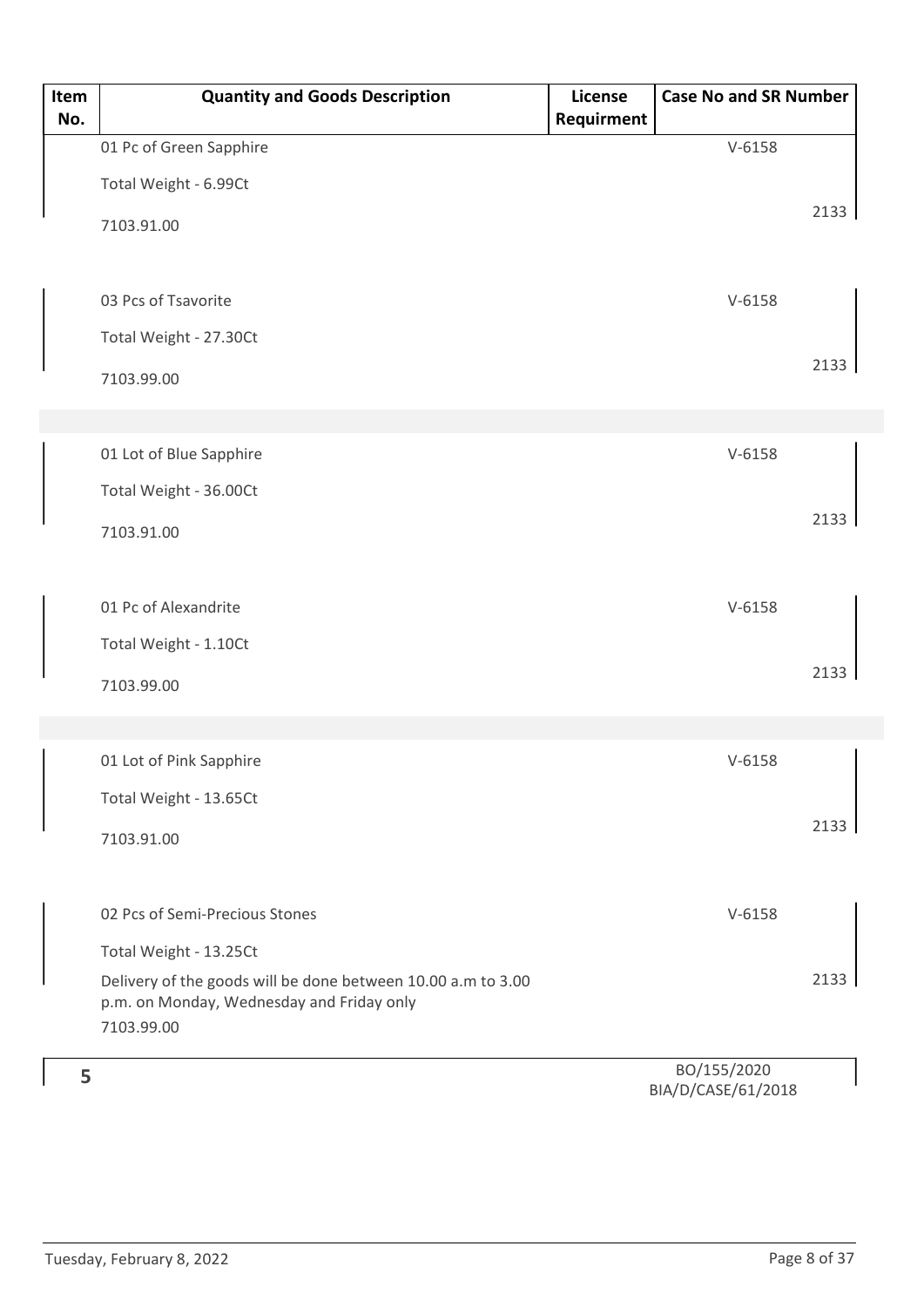| Item No. | Quantity and Goods Description | License Requirment | Case No and SR Number |
|---|---|---|---|
| | 01 Pc of Green Sapphire<br>Total Weight - 6.99Ct<br>7103.91.00 | | V-6158<br>2133 |
| | 03 Pcs of Tsavorite<br>Total Weight - 27.30Ct<br>7103.99.00 | | V-6158<br>2133 |
| | 01 Lot of Blue Sapphire<br>Total Weight - 36.00Ct<br>7103.91.00 | | V-6158<br>2133 |
| | 01 Pc of Alexandrite<br>Total Weight - 1.10Ct<br>7103.99.00 | | V-6158<br>2133 |
| | 01 Lot of Pink Sapphire<br>Total Weight - 13.65Ct<br>7103.91.00 | | V-6158<br>2133 |
| | 02 Pcs of Semi-Precious Stones<br>Total Weight - 13.25Ct<br>Delivery of the goods will be done between 10.00 a.m to 3.00 p.m. on Monday, Wednesday and Friday only<br>7103.99.00 | | V-6158<br>2133 |
| 5 | | | BO/155/2020<br>BIA/D/CASE/61/2018 |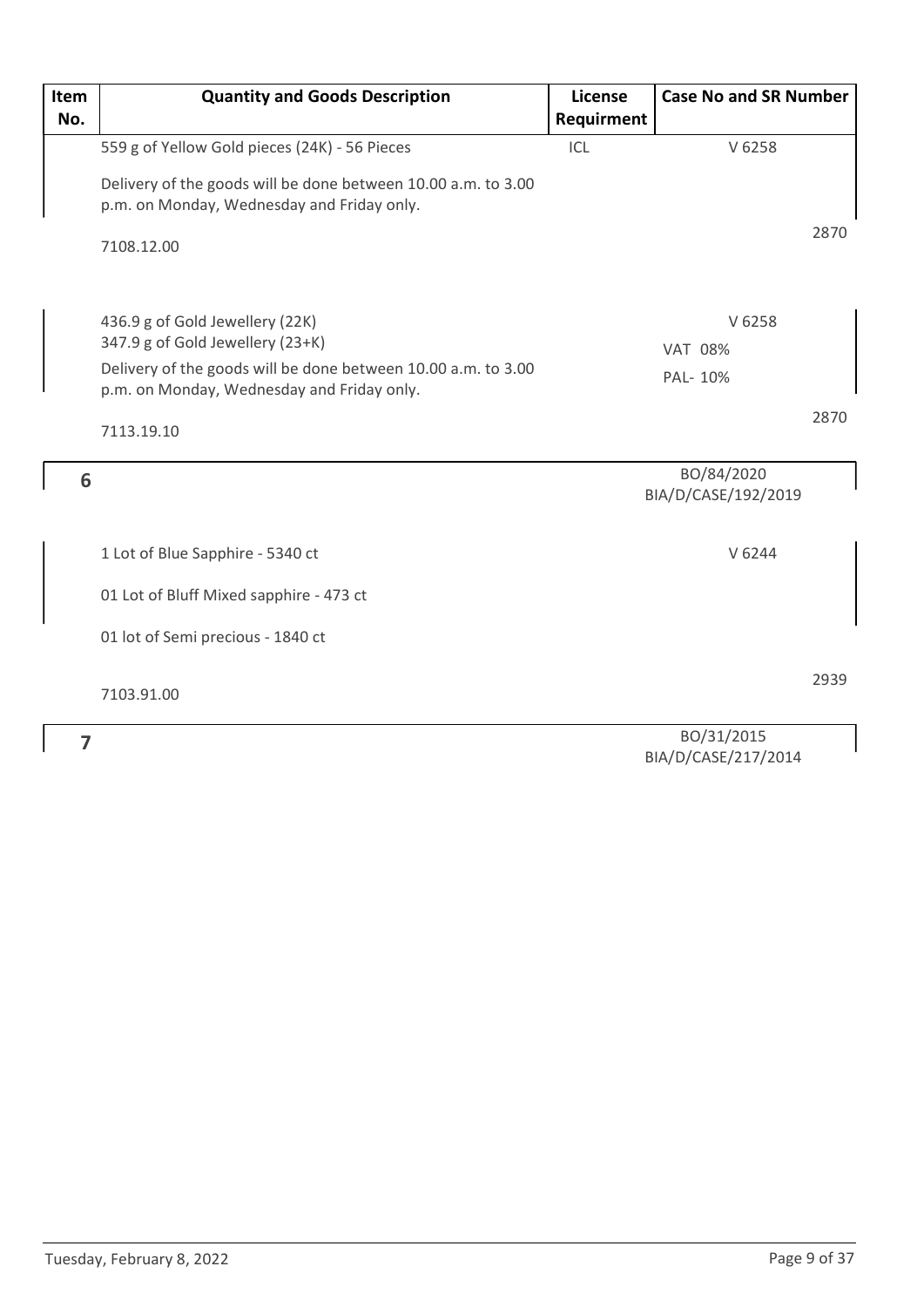| Item No. | Quantity and Goods Description | License Requirment | Case No and SR Number |
|---|---|---|---|
| | 559 g of Yellow Gold pieces (24K) - 56 Pieces<br><br>Delivery of the goods will be done between 10.00 a.m. to 3.00 p.m. on Monday, Wednesday and Friday only.<br><br>7108.12.00 | ICL | V 6258<br><br>2870 |
| | 436.9 g of Gold Jewellery (22K)<br>347.9 g of Gold Jewellery (23+K)<br>Delivery of the goods will be done between 10.00 a.m. to 3.00 p.m. on Monday, Wednesday and Friday only.<br><br>7113.19.10 | | V 6258<br>VAT 08%<br>PAL- 10%<br><br>2870 |
| **6** | | | BO/84/2020<br>BIA/D/CASE/192/2019 |
| | 1 Lot of Blue Sapphire - 5340 ct<br><br>01 Lot of Bluff Mixed sapphire - 473 ct<br><br>01 lot of Semi precious - 1840 ct<br><br>7103.91.00 | | V 6244<br><br>2939 |
| **7** | | | BO/31/2015<br>BIA/D/CASE/217/2014 |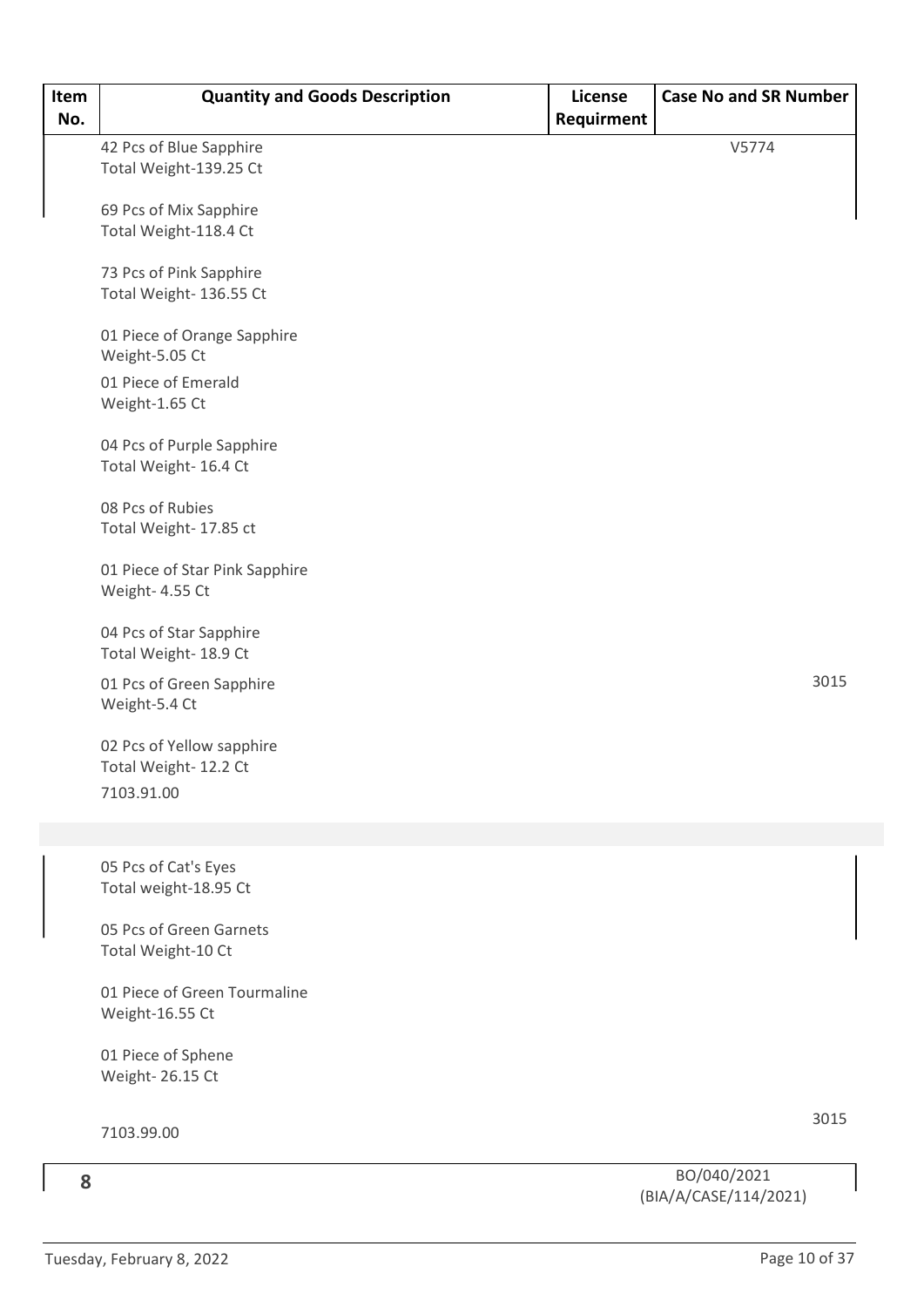| Item No. | Quantity and Goods Description | License Requirment | Case No and SR Number |
|---|---|---|---|
| | 42 Pcs of Blue Sapphire<br>Total Weight-139.25 Ct<br><br>69 Pcs of Mix Sapphire<br>Total Weight-118.4 Ct<br><br>73 Pcs of Pink Sapphire<br>Total Weight- 136.55 Ct<br><br>01 Piece of Orange Sapphire<br>Weight-5.05 Ct<br>01 Piece of Emerald<br>Weight-1.65 Ct<br><br>04 Pcs of Purple Sapphire<br>Total Weight- 16.4 Ct<br><br>08 Pcs of Rubies<br>Total Weight- 17.85 ct<br><br>01 Piece of Star Pink Sapphire<br>Weight- 4.55 Ct<br><br>04 Pcs of Star Sapphire<br>Total Weight- 18.9 Ct<br>01 Pcs of Green Sapphire<br>Weight-5.4 Ct<br><br>02 Pcs of Yellow sapphire<br>Total Weight- 12.2 Ct<br>7103.91.00 | | V5774<br><br>3015 |
| | 05 Pcs of Cat's Eyes<br>Total weight-18.95 Ct<br><br>05 Pcs of Green Garnets<br>Total Weight-10 Ct<br><br>01 Piece of Green Tourmaline<br>Weight-16.55 Ct<br><br>01 Piece of Sphene<br>Weight- 26.15 Ct<br><br>7103.99.00 | | 3015 |
| 8 | | | BO/040/2021<br>(BIA/A/CASE/114/2021) |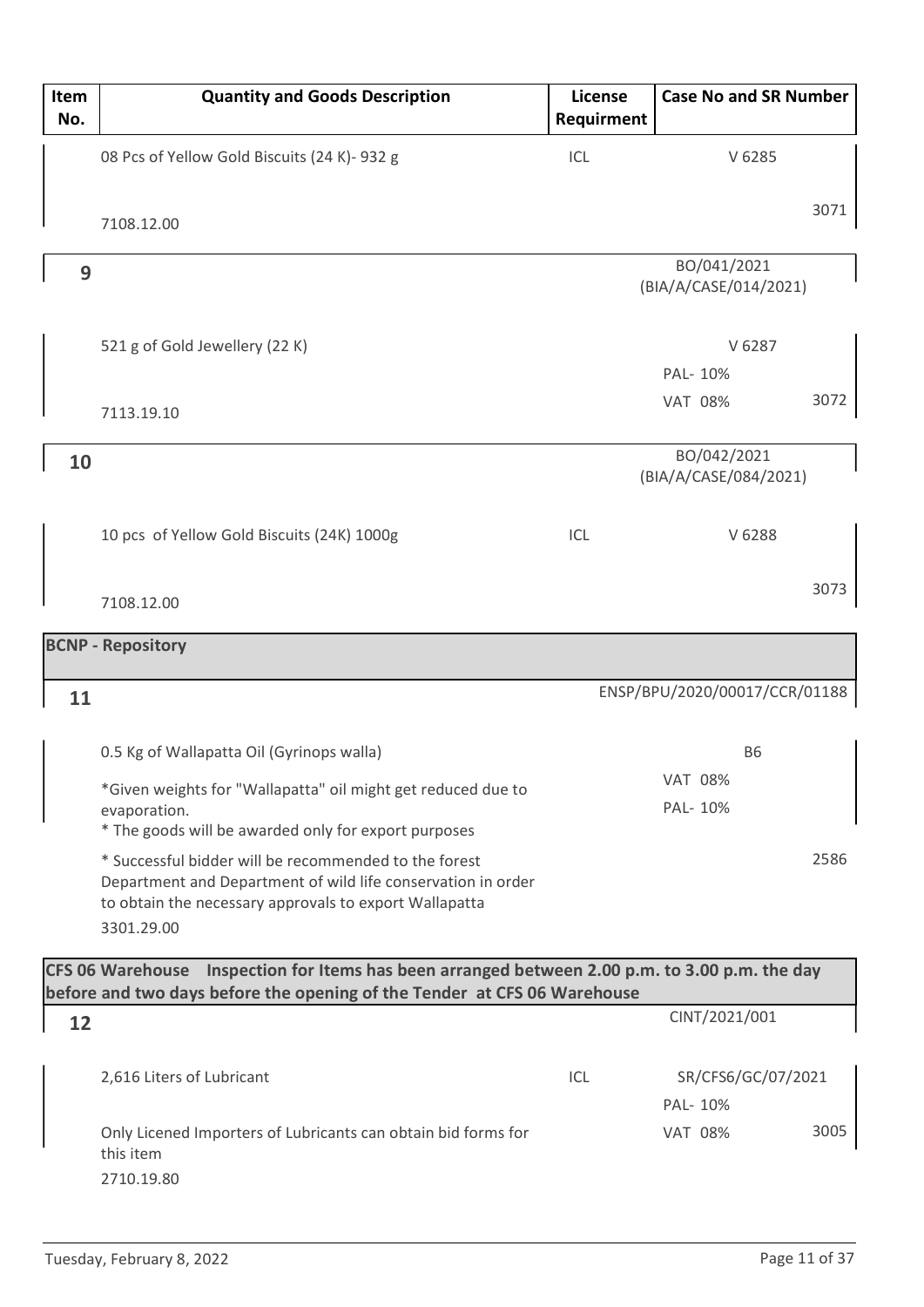| Item No. | Quantity and Goods Description | License Requirment | Case No and SR Number |
|---|---|---|---|
| | 08 Pcs of Yellow Gold Biscuits (24 K)- 932 g<br>7108.12.00 | ICL | V 6285<br>3071 |
| 9 | | | BO/041/2021 (BIA/A/CASE/014/2021) |
| | 521 g of Gold Jewellery (22 K)<br>7113.19.10 | | V 6287<br>PAL- 10%<br>VAT 08%<br>3072 |
| 10 | | | BO/042/2021 (BIA/A/CASE/084/2021) |
| | 10 pcs of Yellow Gold Biscuits (24K) 1000g<br>7108.12.00 | ICL | V 6288<br>3073 |
| **BCNP - Repository** | | | |
| 11 | | | ENSP/BPU/2020/00017/CCR/01188 |
| | 0.5 Kg of Wallapatta Oil (Gyrinops walla)<br>*Given weights for "Wallapatta" oil might get reduced due to evaporation.<br>* The goods will be awarded only for export purposes<br>* Successful bidder will be recommended to the forest Department and Department of wild life conservation in order to obtain the necessary approvals to export Wallapatta<br>3301.29.00 | | B6<br>VAT 08%<br>PAL- 10%<br>2586 |
| **CFS 06 Warehouse Inspection for Items has been arranged between 2.00 p.m. to 3.00 p.m. the day before and two days before the opening of the Tender at CFS 06 Warehouse** | | | |
| 12 | | | CINT/2021/001 |
| | 2,616 Liters of Lubricant<br>Only Licened Importers of Lubricants can obtain bid forms for this item<br>2710.19.80 | ICL | SR/CFS6/GC/07/2021<br>PAL- 10%<br>VAT 08%<br>3005 |

Tuesday, February 8, 2022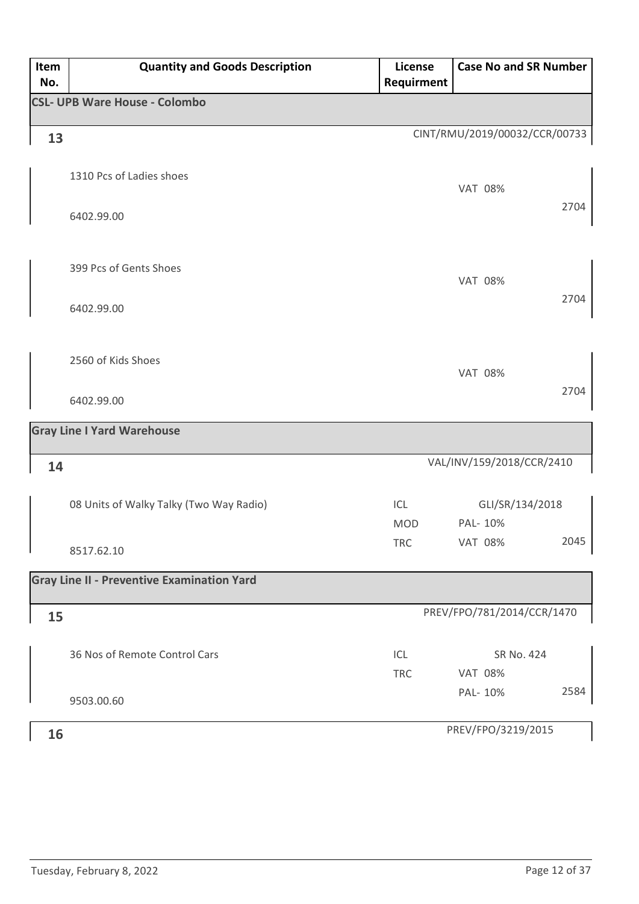| Item No. | Quantity and Goods Description | License Requirment | Case No and SR Number | |
|---|---|---|---|---|
| **CSL- UPB Ware House - Colombo** | | | | |
| **13** | | | CINT/RMU/2019/00032/CCR/00733 | |
| | 1310 Pcs of Ladies shoes<br>6402.99.00 | | VAT 08% | 2704 |
| | 399 Pcs of Gents Shoes<br>6402.99.00 | | VAT 08% | 2704 |
| | 2560 of Kids Shoes<br>6402.99.00 | | VAT 08% | 2704 |
| **Gray Line I Yard Warehouse** | | | | |
| **14** | | | VAL/INV/159/2018/CCR/2410 | |
| | 08 Units of Walky Talky (Two Way Radio)<br>8517.62.10 | ICL<br>MOD<br>TRC | GLI/SR/134/2018<br>PAL- 10%<br>VAT 08% | 2045 |
| **Gray Line II - Preventive Examination Yard** | | | | |
| **15** | | | PREV/FPO/781/2014/CCR/1470 | |
| | 36 Nos of Remote Control Cars<br>9503.00.60 | ICL<br>TRC | SR No. 424<br>VAT 08%<br>PAL- 10% | 2584 |
| **16** | | | PREV/FPO/3219/2015 | |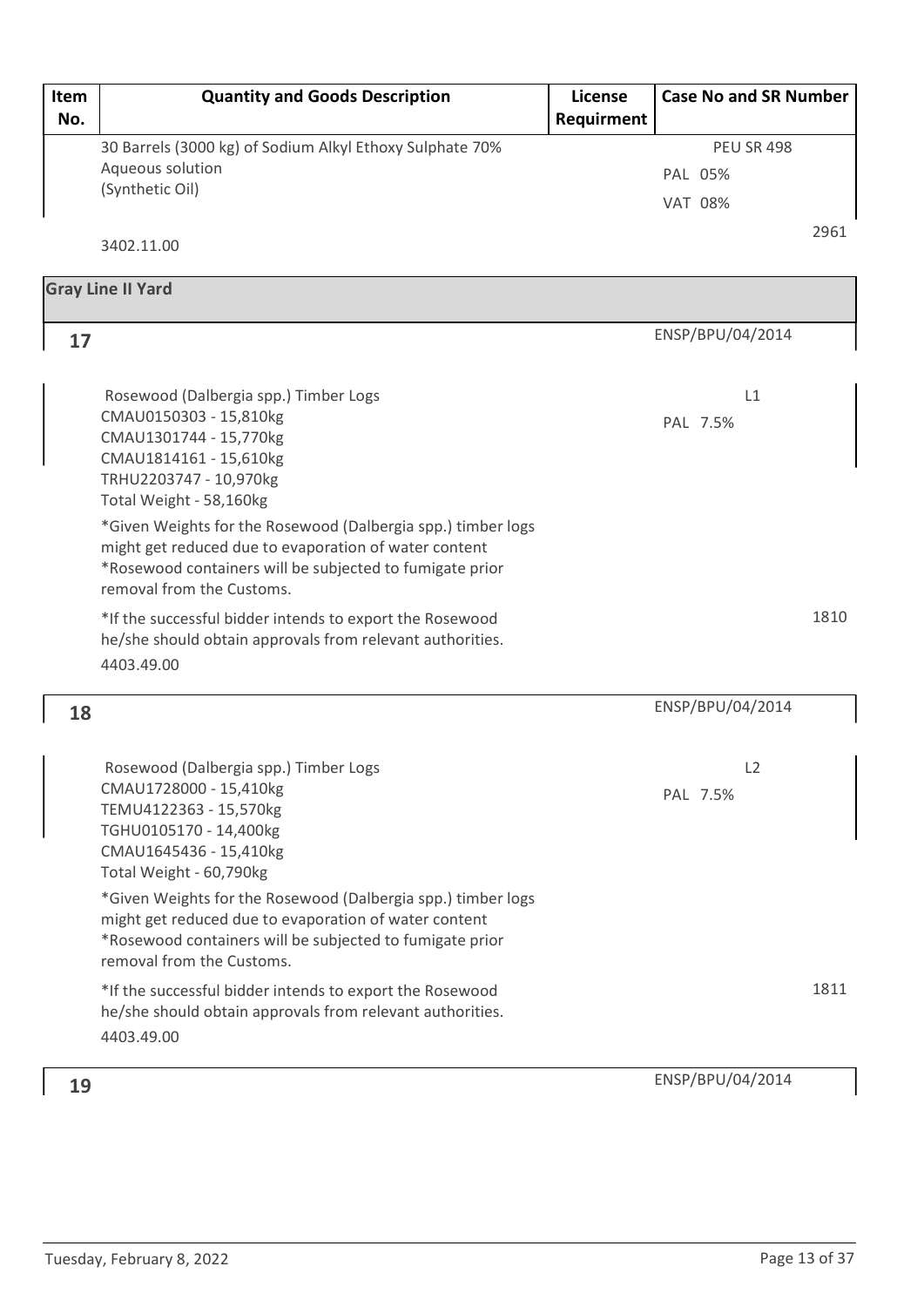| Item No. | Quantity and Goods Description | License Requirment | Case No and SR Number |
|---|---|---|---|
| | 30 Barrels (3000 kg) of Sodium Alkyl Ethoxy Sulphate 70% Aqueous solution (Synthetic Oil)<br><br>3402.11.00 | | PEU SR 498<br>PAL 05%<br>VAT 08%<br><br>2961 |
| **Gray Line II Yard** | | | |
| 17 | Rosewood (Dalbergia spp.) Timber Logs<br>CMAU0150303 - 15,810kg<br>CMAU1301744 - 15,770kg<br>CMAU1814161 - 15,610kg<br>TRHU2203747 - 10,970kg<br>Total Weight - 58,160kg<br><br>*Given Weights for the Rosewood (Dalbergia spp.) timber logs might get reduced due to evaporation of water content<br>*Rosewood containers will be subjected to fumigate prior removal from the Customs.<br><br>*If the successful bidder intends to export the Rosewood he/she should obtain approvals from relevant authorities.<br>4403.49.00 | | ENSP/BPU/04/2014<br><br>L1<br>PAL 7.5%<br><br>1810 |
| 18 | Rosewood (Dalbergia spp.) Timber Logs<br>CMAU1728000 - 15,410kg<br>TEMU4122363 - 15,570kg<br>TGHU0105170 - 14,400kg<br>CMAU1645436 - 15,410kg<br>Total Weight - 60,790kg<br><br>*Given Weights for the Rosewood (Dalbergia spp.) timber logs might get reduced due to evaporation of water content<br>*Rosewood containers will be subjected to fumigate prior removal from the Customs.<br><br>*If the successful bidder intends to export the Rosewood he/she should obtain approvals from relevant authorities.<br>4403.49.00 | | ENSP/BPU/04/2014<br><br>L2<br>PAL 7.5%<br><br>1811 |
| 19 | | | ENSP/BPU/04/2014 |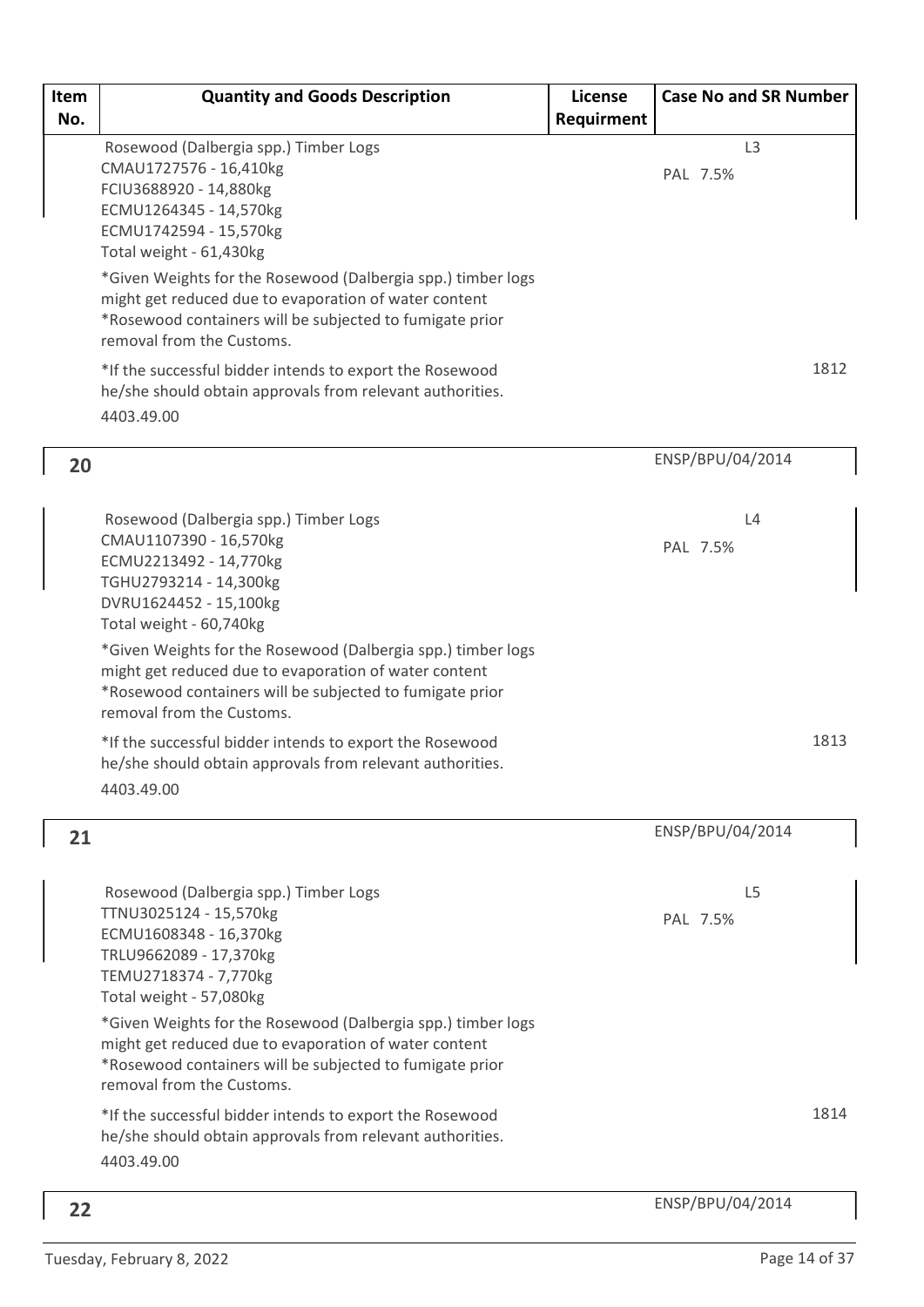| Item No. | Quantity and Goods Description | License Requirment | Case No and SR Number |
| --- | --- | --- | --- |
| | Rosewood (Dalbergia spp.) Timber Logs<br>CMAU1727576 - 16,410kg<br>FCIU3688920 - 14,880kg<br>ECMU1264345 - 14,570kg<br>ECMU1742594 - 15,570kg<br>Total weight - 61,430kg<br>*Given Weights for the Rosewood (Dalbergia spp.) timber logs might get reduced due to evaporation of water content<br>*Rosewood containers will be subjected to fumigate prior removal from the Customs.<br>*If the successful bidder intends to export the Rosewood he/she should obtain approvals from relevant authorities.<br>4403.49.00 | | L3<br>PAL 7.5%<br>1812 |
| 20 | | | ENSP/BPU/04/2014 |
| | Rosewood (Dalbergia spp.) Timber Logs<br>CMAU1107390 - 16,570kg<br>ECMU2213492 - 14,770kg<br>TGHU2793214 - 14,300kg<br>DVRU1624452 - 15,100kg<br>Total weight - 60,740kg<br>*Given Weights for the Rosewood (Dalbergia spp.) timber logs might get reduced due to evaporation of water content<br>*Rosewood containers will be subjected to fumigate prior removal from the Customs.<br>*If the successful bidder intends to export the Rosewood he/she should obtain approvals from relevant authorities.<br>4403.49.00 | | L4<br>PAL 7.5%<br>1813 |
| 21 | | | ENSP/BPU/04/2014 |
| | Rosewood (Dalbergia spp.) Timber Logs<br>TTNU3025124 - 15,570kg<br>ECMU1608348 - 16,370kg<br>TRLU9662089 - 17,370kg<br>TEMU2718374 - 7,770kg<br>Total weight - 57,080kg<br>*Given Weights for the Rosewood (Dalbergia spp.) timber logs might get reduced due to evaporation of water content<br>*Rosewood containers will be subjected to fumigate prior removal from the Customs.<br>*If the successful bidder intends to export the Rosewood he/she should obtain approvals from relevant authorities.<br>4403.49.00 | | L5<br>PAL 7.5%<br>1814 |
| 22 | | | ENSP/BPU/04/2014 |

Tuesday, February 8, 2022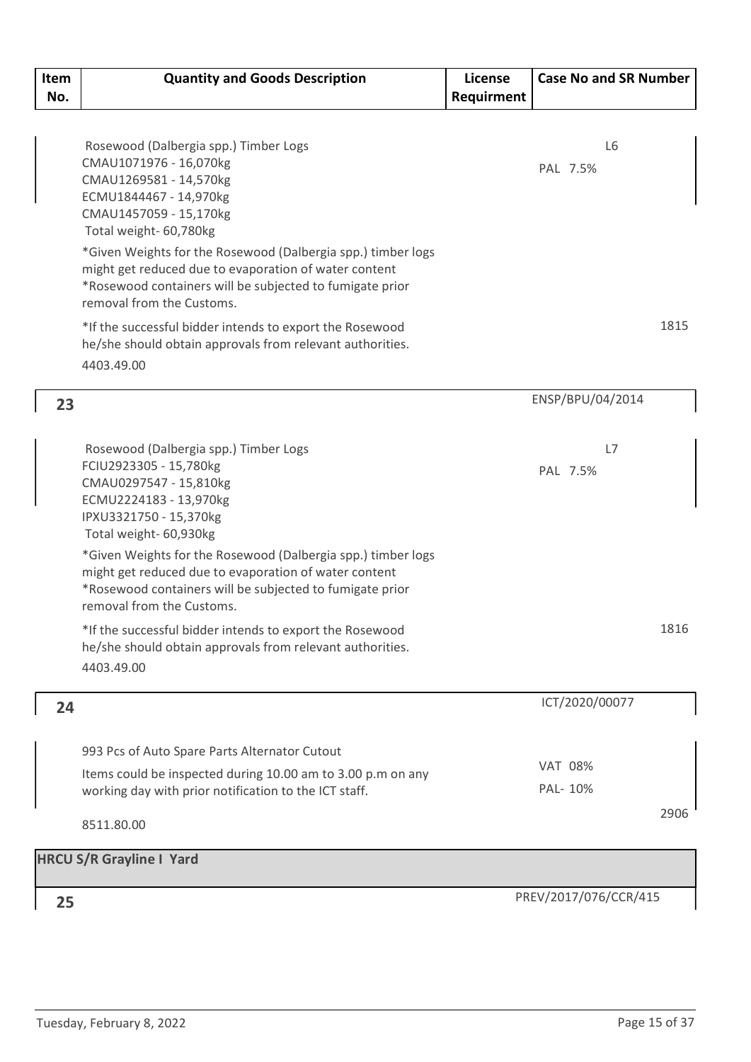| Item No. | Quantity and Goods Description | License Requirment | Case No and SR Number |
|---|---|---|---|
| | Rosewood (Dalbergia spp.) Timber Logs<br>CMAU1071976 - 16,070kg<br>CMAU1269581 - 14,570kg<br>ECMU1844467 - 14,970kg<br>CMAU1457059 - 15,170kg<br>Total weight- 60,780kg<br>*Given Weights for the Rosewood (Dalbergia spp.) timber logs might get reduced due to evaporation of water content<br>*Rosewood containers will be subjected to fumigate prior removal from the Customs.<br>*If the successful bidder intends to export the Rosewood he/she should obtain approvals from relevant authorities.<br>4403.49.00 | | L6<br>PAL 7.5%<br>1815 |
| 23 | | | ENSP/BPU/04/2014 |
| | Rosewood (Dalbergia spp.) Timber Logs<br>FCIU2923305 - 15,780kg<br>CMAU0297547 - 15,810kg<br>ECMU2224183 - 13,970kg<br>IPXU3321750 - 15,370kg<br>Total weight- 60,930kg<br>*Given Weights for the Rosewood (Dalbergia spp.) timber logs might get reduced due to evaporation of water content<br>*Rosewood containers will be subjected to fumigate prior removal from the Customs.<br>*If the successful bidder intends to export the Rosewood he/she should obtain approvals from relevant authorities.<br>4403.49.00 | | L7<br>PAL 7.5%<br>1816 |
| 24 | | | ICT/2020/00077 |
| | 993 Pcs of Auto Spare Parts Alternator Cutout<br>Items could be inspected during 10.00 am to 3.00 p.m on any working day with prior notification to the ICT staff.<br>8511.80.00 | | VAT 08%<br>PAL- 10%<br>2906 |
| **HRCU S/R Grayline I Yard** | | | |
| 25 | | | PREV/2017/076/CCR/415 |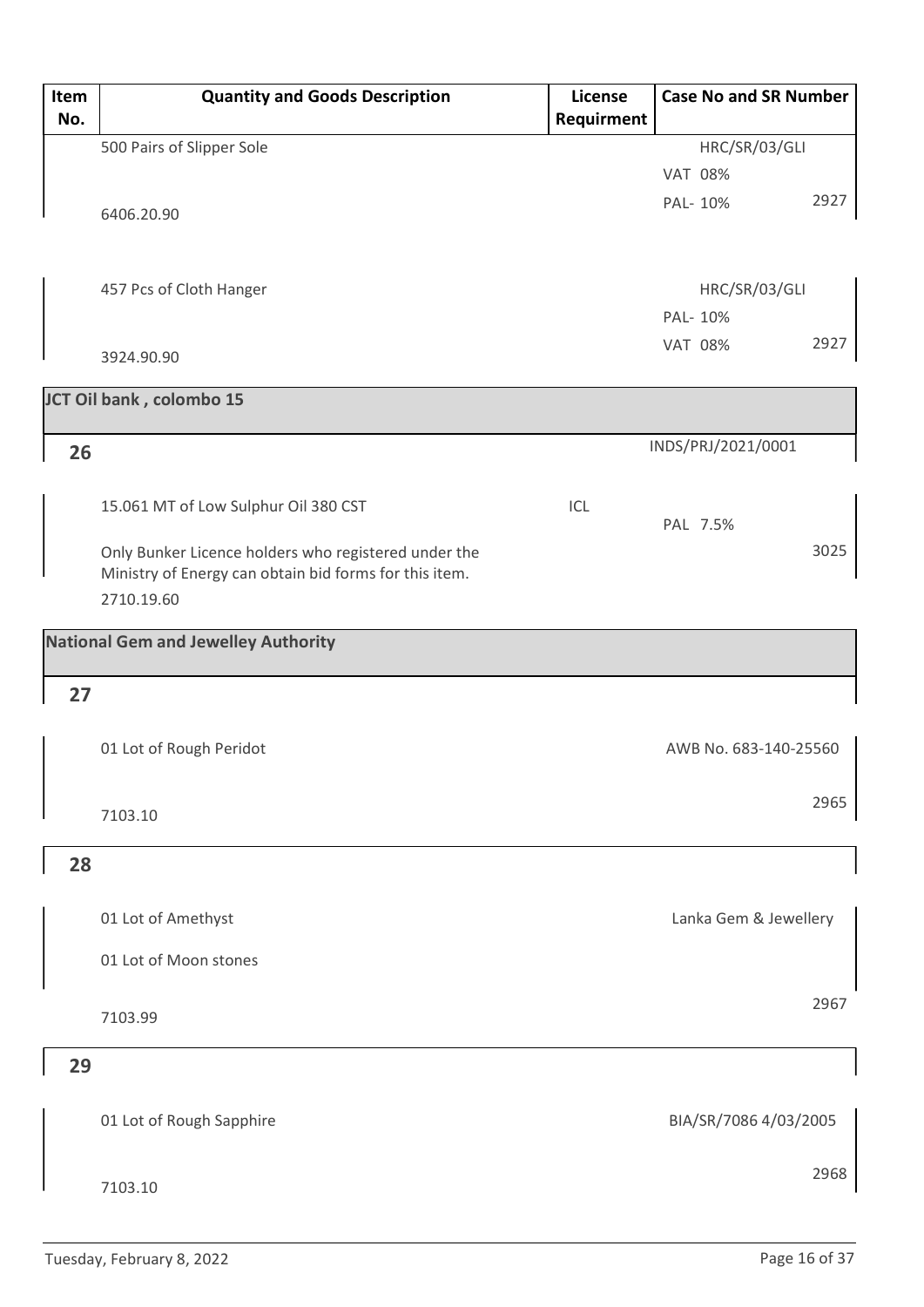| Item No. | Quantity and Goods Description | License Requirment | Case No and SR Number |
|---|---|---|---|
| | 500 Pairs of Slipper Sole<br>6406.20.90 | | HRC/SR/03/GLI<br>VAT 08%<br>PAL- 10%<br>2927 |
| | 457 Pcs of Cloth Hanger<br>3924.90.90 | | HRC/SR/03/GLI<br>PAL- 10%<br>VAT 08%<br>2927 |
| **JCT Oil bank , colombo 15** | | | |
| **26** | | | INDS/PRJ/2021/0001 |
| | 15.061 MT of Low Sulphur Oil 380 CST<br>Only Bunker Licence holders who registered under the Ministry of Energy can obtain bid forms for this item.<br>2710.19.60 | ICL | PAL 7.5%<br>3025 |
| **National Gem and Jewelley Authority** | | | |
| **27** | | | |
| | 01 Lot of Rough Peridot<br>7103.10 | | AWB No. 683-140-25560<br>2965 |
| **28** | | | |
| | 01 Lot of Amethyst<br>01 Lot of Moon stones<br>7103.99 | | Lanka Gem & Jewellery<br>2967 |
| **29** | | | |
| | 01 Lot of Rough Sapphire<br>7103.10 | | BIA/SR/7086 4/03/2005<br>2968 |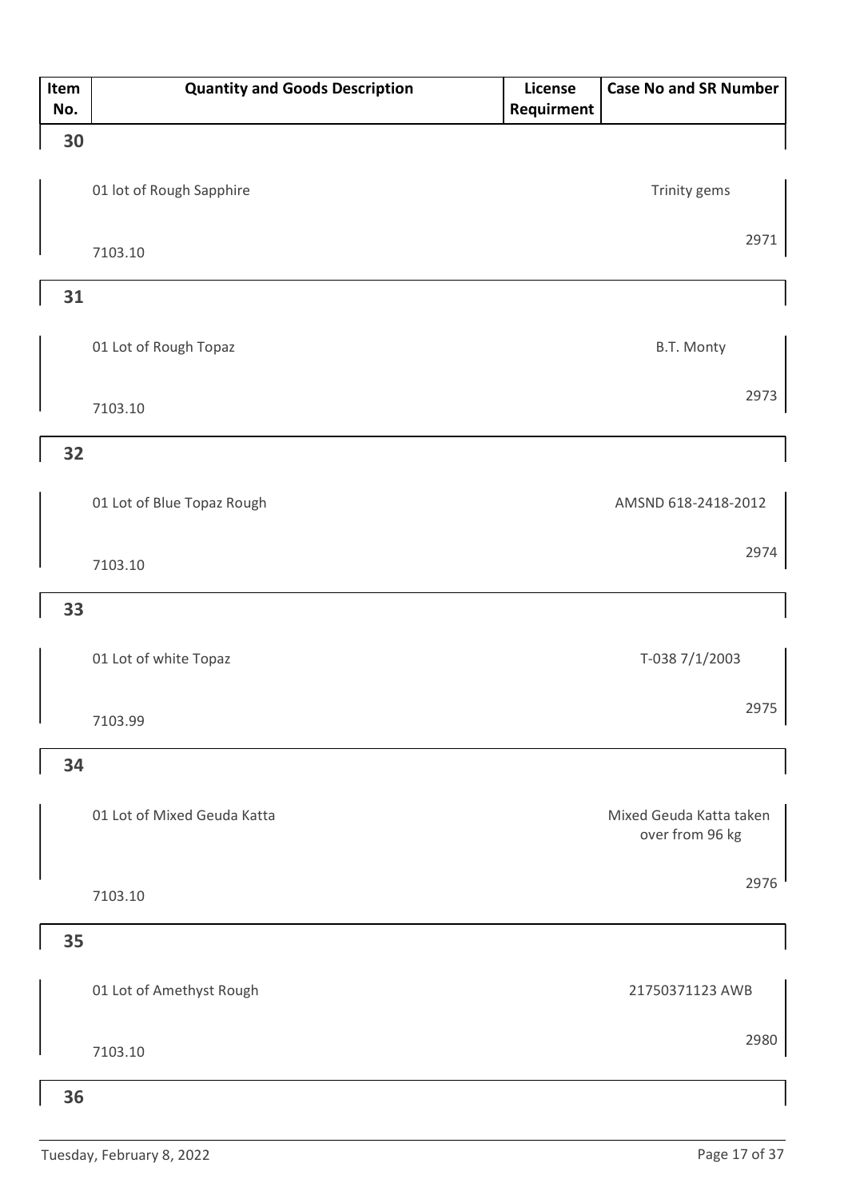| Item No. | Quantity and Goods Description | License Requirment | Case No and SR Number |
|---|---|---|---|
| 30 | 01 lot of Rough Sapphire<br>7103.10 | | Trinity gems<br>2971 |
| 31 | 01 Lot of Rough Topaz<br>7103.10 | | B.T. Monty<br>2973 |
| 32 | 01 Lot of Blue Topaz Rough<br>7103.10 | | AMSND 618-2418-2012<br>2974 |
| 33 | 01 Lot of white Topaz<br>7103.99 | | T-038 7/1/2003<br>2975 |
| 34 | 01 Lot of Mixed Geuda Katta<br>7103.10 | | Mixed Geuda Katta taken over from 96 kg<br>2976 |
| 35 | 01 Lot of Amethyst Rough<br>7103.10 | | 21750371123 AWB<br>2980 |
| 36 | | | |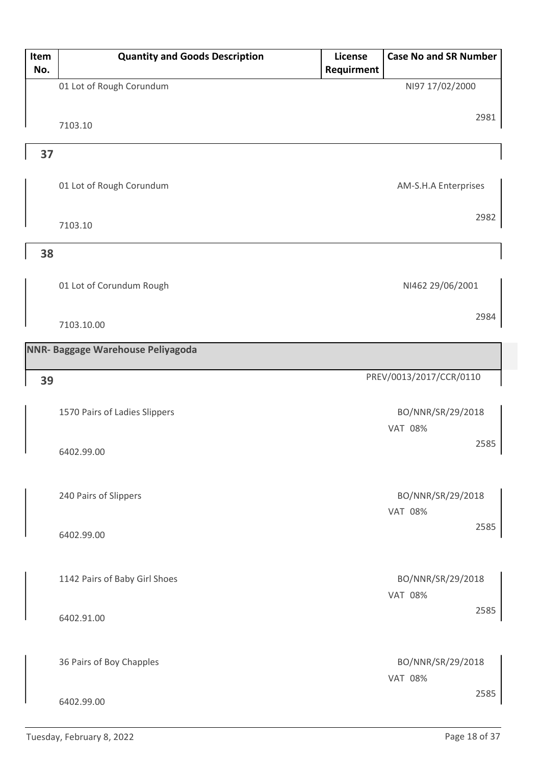| Item No. | Quantity and Goods Description | License Requirment | Case No and SR Number |
|---|---|---|---|
| | 01 Lot of Rough Corundum<br>7103.10 | | NI97 17/02/2000<br>2981 |
| **37** | | | |
| | 01 Lot of Rough Corundum<br>7103.10 | | AM-S.H.A Enterprises<br>2982 |
| **38** | | | |
| | 01 Lot of Corundum Rough<br>7103.10.00 | | NI462 29/06/2001<br>2984 |
| **NNR- Baggage Warehouse Peliyagoda** | | | |
| **39** | | | PREV/0013/2017/CCR/0110 |
| | 1570 Pairs of Ladies Slippers<br>6402.99.00 | | BO/NNR/SR/29/2018<br>VAT 08%<br>2585 |
| | 240 Pairs of Slippers<br>6402.99.00 | | BO/NNR/SR/29/2018<br>VAT 08%<br>2585 |
| | 1142 Pairs of Baby Girl Shoes<br>6402.91.00 | | BO/NNR/SR/29/2018<br>VAT 08%<br>2585 |
| | 36 Pairs of Boy Chapples<br>6402.99.00 | | BO/NNR/SR/29/2018<br>VAT 08%<br>2585 |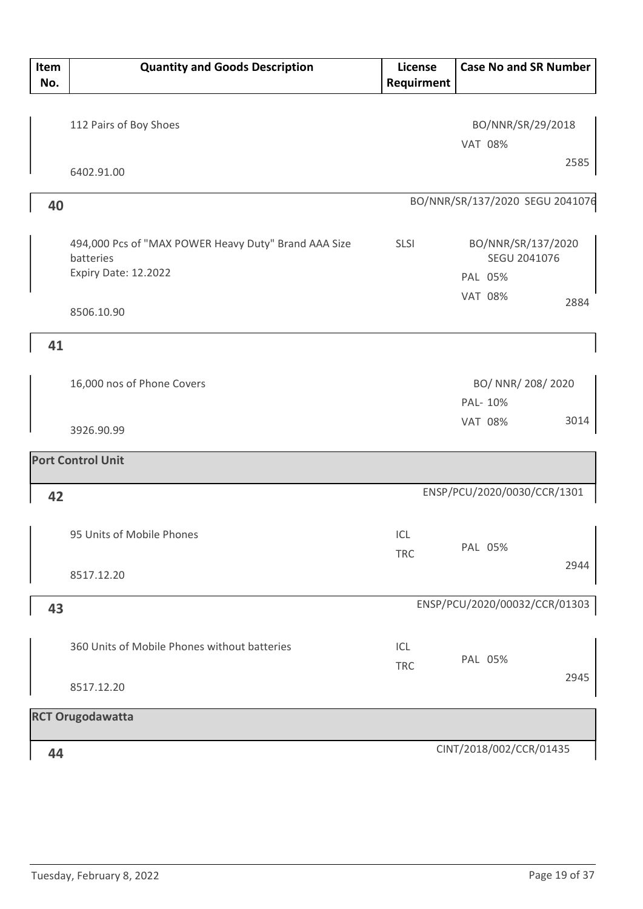| Item No. | Quantity and Goods Description | License Requirment | Case No and SR Number | |
|---|---|---|---|---|
| | 112 Pairs of Boy Shoes<br>6402.91.00 | | BO/NNR/SR/29/2018<br>VAT 08% | 2585 |
| **40** | | | BO/NNR/SR/137/2020 SEGU 2041076 | |
| | 494,000 Pcs of "MAX POWER Heavy Duty" Brand AAA Size batteries<br>Expiry Date: 12.2022<br>8506.10.90 | SLSI | BO/NNR/SR/137/2020<br>SEGU 2041076<br>PAL 05%<br>VAT 08% | 2884 |
| **41** | | | | |
| | 16,000 nos of Phone Covers<br>3926.90.99 | | BO/ NNR/ 208/ 2020<br>PAL- 10%<br>VAT 08% | 3014 |
| **Port Control Unit** | | | | |
| **42** | | | ENSP/PCU/2020/0030/CCR/1301 | |
| | 95 Units of Mobile Phones<br>8517.12.20 | ICL<br>TRC | PAL 05% | 2944 |
| **43** | | | ENSP/PCU/2020/00032/CCR/01303 | |
| | 360 Units of Mobile Phones without batteries<br>8517.12.20 | ICL<br>TRC | PAL 05% | 2945 |
| **RCT Orugodawatta** | | | | |
| **44** | | | CINT/2018/002/CCR/01435 | |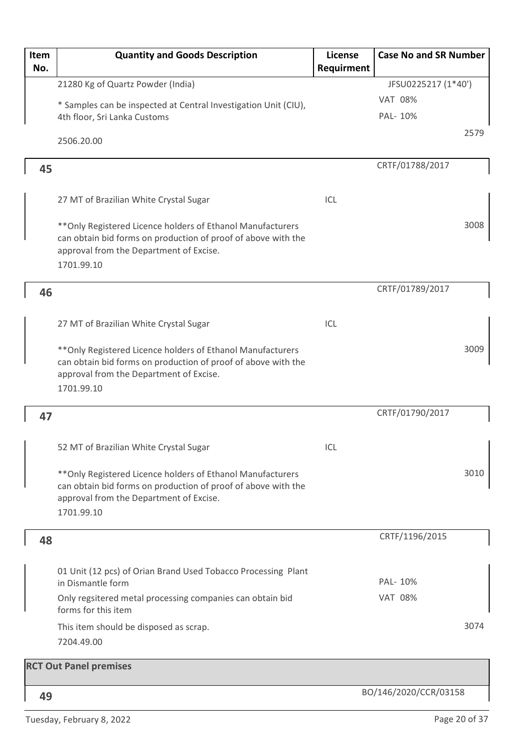| Item No. | Quantity and Goods Description | License Requirment | Case No and SR Number |
|---|---|---|---|
| | 21280 Kg of Quartz Powder (India)<br>* Samples can be inspected at Central Investigation Unit (CIU), 4th floor, Sri Lanka Customs<br>2506.20.00 | | JFSU0225217 (1*40')<br>VAT 08%<br>PAL- 10%<br>2579 |
| 45 | 27 MT of Brazilian White Crystal Sugar<br>**Only Registered Licence holders of Ethanol Manufacturers can obtain bid forms on production of proof of above with the approval from the Department of Excise.<br>1701.99.10 | ICL | CRTF/01788/2017<br>3008 |
| 46 | 27 MT of Brazilian White Crystal Sugar<br>**Only Registered Licence holders of Ethanol Manufacturers can obtain bid forms on production of proof of above with the approval from the Department of Excise.<br>1701.99.10 | ICL | CRTF/01789/2017<br>3009 |
| 47 | 52 MT of Brazilian White Crystal Sugar<br>**Only Registered Licence holders of Ethanol Manufacturers can obtain bid forms on production of proof of above with the approval from the Department of Excise.<br>1701.99.10 | ICL | CRTF/01790/2017<br>3010 |
| 48 | 01 Unit (12 pcs) of Orian Brand Used Tobacco Processing Plant in Dismantle form<br>Only regsitered metal processing companies can obtain bid forms for this item<br>This item should be disposed as scrap.<br>7204.49.00 | | CRTF/1196/2015<br>PAL- 10%<br>VAT 08%<br>3074 |
| | **RCT Out Panel premises** | | |
| 49 | | | BO/146/2020/CCR/03158 |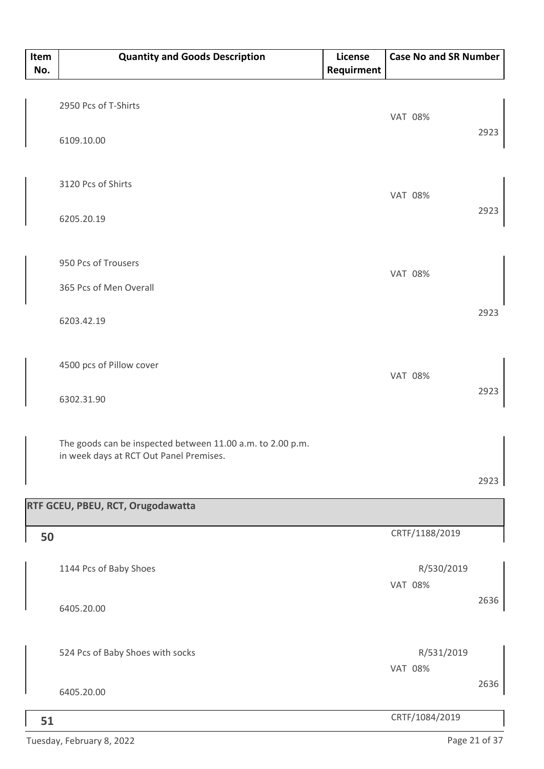| Item No. | Quantity and Goods Description | License Requirment | Case No and SR Number |
|---|---|---|---|
| | 2950 Pcs of T-Shirts<br>6109.10.00 | | VAT 08%<br>2923 |
| | 3120 Pcs of Shirts<br>6205.20.19 | | VAT 08%<br>2923 |
| | 950 Pcs of Trousers<br>365 Pcs of Men Overall<br>6203.42.19 | | VAT 08%<br>2923 |
| | 4500 pcs of Pillow cover<br>6302.31.90 | | VAT 08%<br>2923 |
| | The goods can be inspected between 11.00 a.m. to 2.00 p.m. in week days at RCT Out Panel Premises. | | 2923 |
| **RTF GCEU, PBEU, RCT, Orugodawatta** | | | |
| **50** | | | CRTF/1188/2019 |
| | 1144 Pcs of Baby Shoes<br>6405.20.00 | | R/530/2019<br>VAT 08%<br>2636 |
| | 524 Pcs of Baby Shoes with socks<br>6405.20.00 | | R/531/2019<br>VAT 08%<br>2636 |
| **51** | | | CRTF/1084/2019 |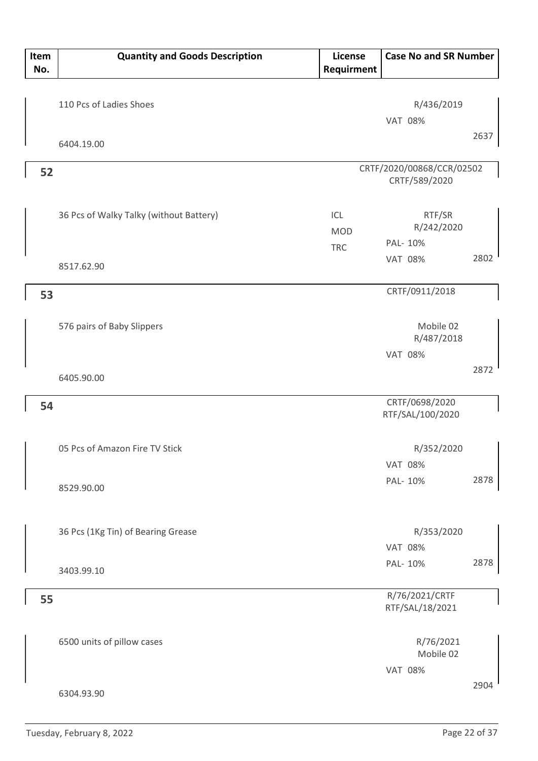| Item No. | Quantity and Goods Description | License Requirment | Case No and SR Number |
|---|---|---|---|
| | 110 Pcs of Ladies Shoes<br>6404.19.00 | | R/436/2019<br>VAT 08%<br>2637 |
| 52 | | | CRTF/2020/00868/CCR/02502<br>CRTF/589/2020 |
| | 36 Pcs of Walky Talky (without Battery)<br>8517.62.90 | ICL<br>MOD<br>TRC | RTF/SR<br>R/242/2020<br>PAL- 10%<br>VAT 08%<br>2802 |
| 53 | | | CRTF/0911/2018 |
| | 576 pairs of Baby Slippers<br>6405.90.00 | | Mobile 02<br>R/487/2018<br>VAT 08%<br>2872 |
| 54 | | | CRTF/0698/2020<br>RTF/SAL/100/2020 |
| | 05 Pcs of Amazon Fire TV Stick<br>8529.90.00 | | R/352/2020<br>VAT 08%<br>PAL- 10%<br>2878 |
| | 36 Pcs (1Kg Tin) of Bearing Grease<br>3403.99.10 | | R/353/2020<br>VAT 08%<br>PAL- 10%<br>2878 |
| 55 | | | R/76/2021/CRTF<br>RTF/SAL/18/2021 |
| | 6500 units of pillow cases<br>6304.93.90 | | R/76/2021<br>Mobile 02<br>VAT 08%<br>2904 |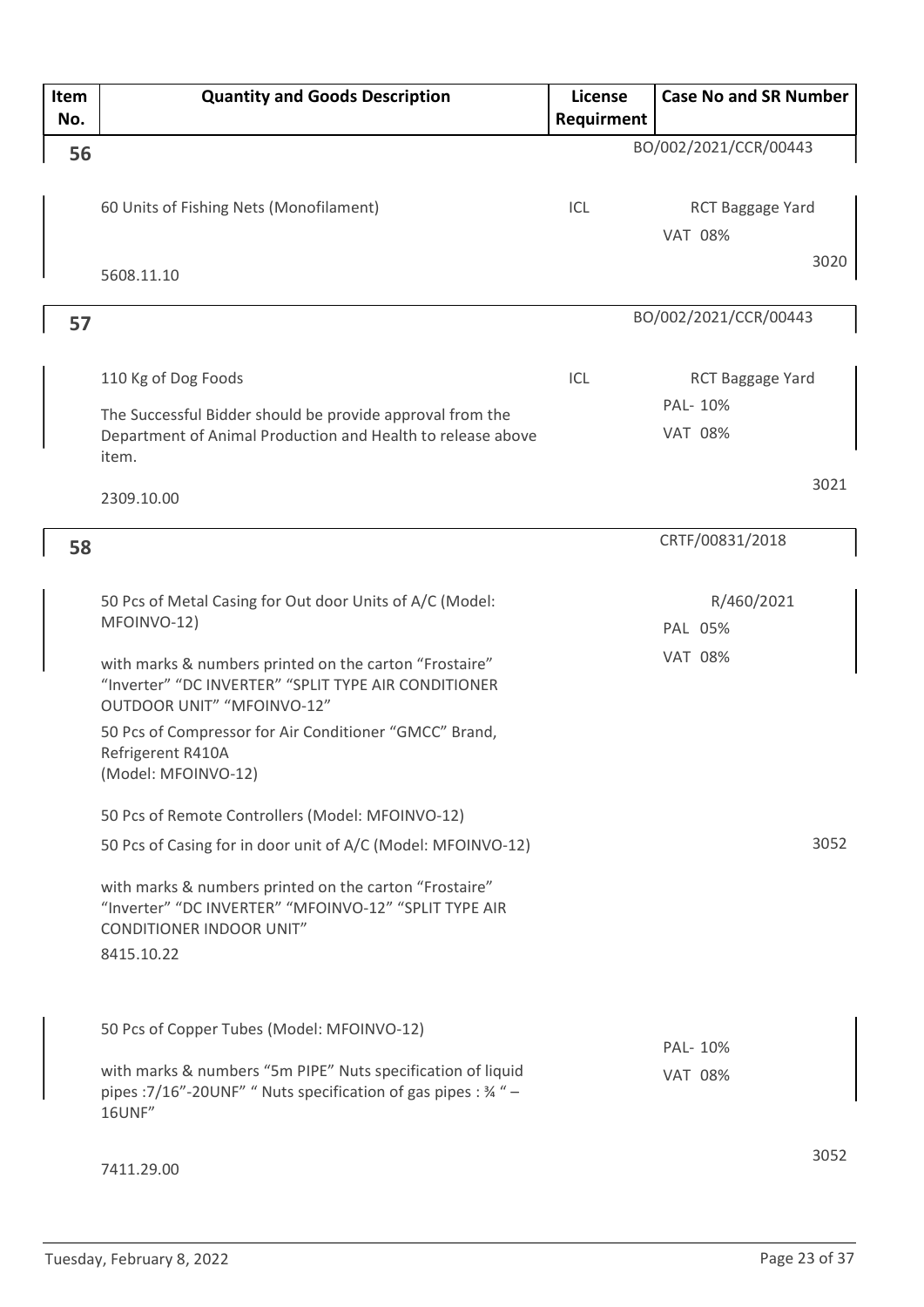| Item No. | Quantity and Goods Description | License Requirment | Case No and SR Number |
|---|---|---|---|
| 56 | | | BO/002/2021/CCR/00443 |
| | 60 Units of Fishing Nets (Monofilament)<br><br>5608.11.10 | ICL | RCT Baggage Yard<br>VAT 08%<br>3020 |
| 57 | | | BO/002/2021/CCR/00443 |
| | 110 Kg of Dog Foods<br><br>The Successful Bidder should be provide approval from the Department of Animal Production and Health to release above item.<br><br>2309.10.00 | ICL | RCT Baggage Yard<br>PAL- 10%<br>VAT 08%<br>3021 |
| 58 | | | CRTF/00831/2018 |
| | 50 Pcs of Metal Casing for Out door Units of A/C (Model: MFOINVO-12)<br><br>with marks & numbers printed on the carton "Frostaire" "Inverter" "DC INVERTER" "SPLIT TYPE AIR CONDITIONER OUTDOOR UNIT" "MFOINVO-12"<br><br>50 Pcs of Compressor for Air Conditioner "GMCC" Brand, Refrigerent R410A (Model: MFOINVO-12)<br><br>50 Pcs of Remote Controllers (Model: MFOINVO-12)<br><br>50 Pcs of Casing for in door unit of A/C (Model: MFOINVO-12)<br><br>with marks & numbers printed on the carton "Frostaire" "Inverter" "DC INVERTER" "MFOINVO-12" "SPLIT TYPE AIR CONDITIONER INDOOR UNIT"<br><br>8415.10.22 | | R/460/2021<br>PAL 05%<br>VAT 08%<br>3052 |
| | 50 Pcs of Copper Tubes (Model: MFOINVO-12)<br><br>with marks & numbers "5m PIPE" Nuts specification of liquid pipes :7/16"-20UNF" " Nuts specification of gas pipes : ¾ " – 16UNF"<br><br>7411.29.00 | | PAL- 10%<br>VAT 08%<br>3052 |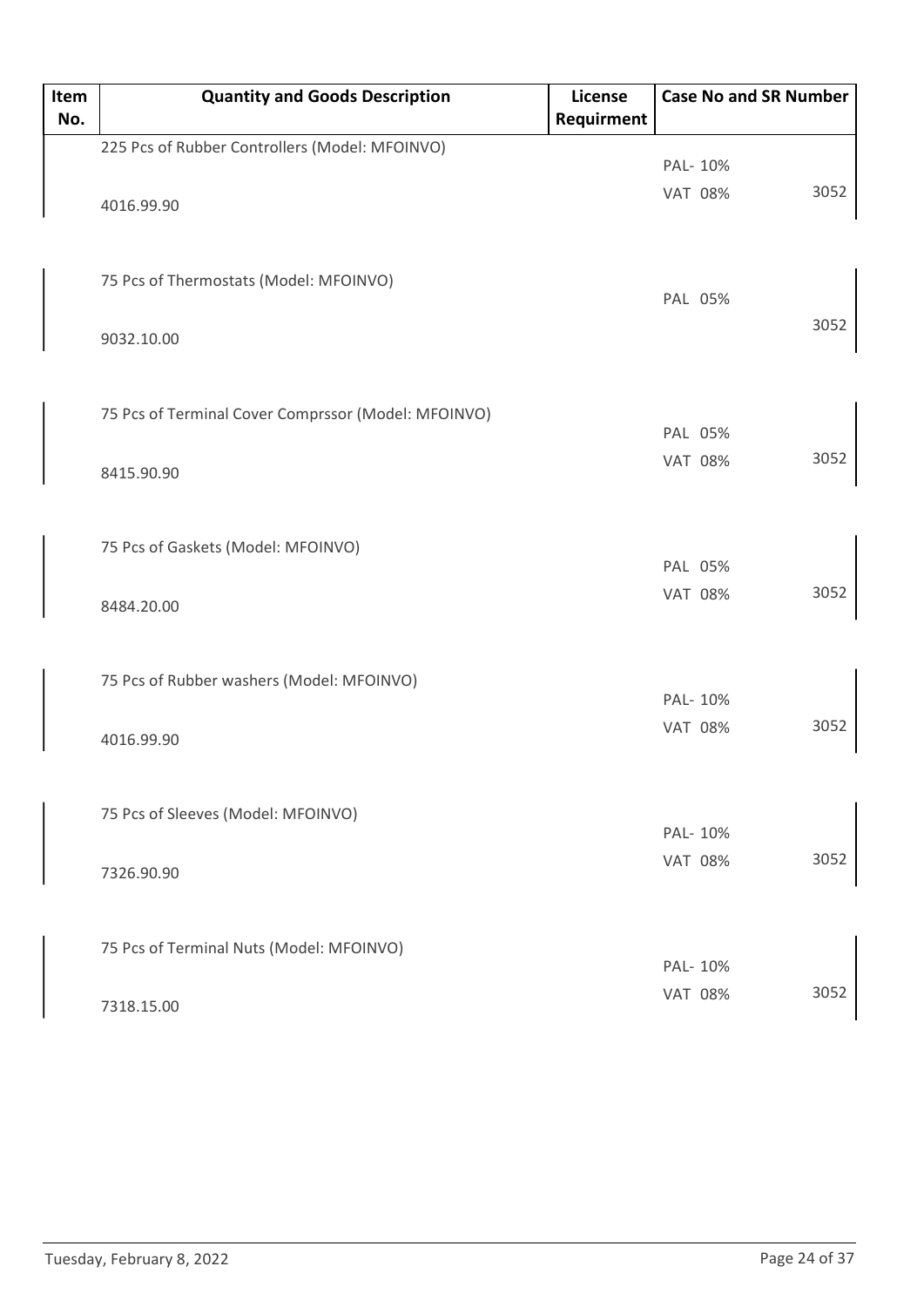| Item No. | Quantity and Goods Description | License Requirment | Case No and SR Number | |
|---|---|---|---|---|
| | 225 Pcs of Rubber Controllers (Model: MFOINVO)<br><br>4016.99.90 | | PAL- 10%<br>VAT 08% | 3052 |
| | 75 Pcs of Thermostats (Model: MFOINVO)<br><br>9032.10.00 | | PAL 05% | 3052 |
| | 75 Pcs of Terminal Cover Comprssor (Model: MFOINVO)<br><br>8415.90.90 | | PAL 05%<br>VAT 08% | 3052 |
| | 75 Pcs of Gaskets (Model: MFOINVO)<br><br>8484.20.00 | | PAL 05%<br>VAT 08% | 3052 |
| | 75 Pcs of Rubber washers (Model: MFOINVO)<br><br>4016.99.90 | | PAL- 10%<br>VAT 08% | 3052 |
| | 75 Pcs of Sleeves (Model: MFOINVO)<br><br>7326.90.90 | | PAL- 10%<br>VAT 08% | 3052 |
| | 75 Pcs of Terminal Nuts (Model: MFOINVO)<br><br>7318.15.00 | | PAL- 10%<br>VAT 08% | 3052 |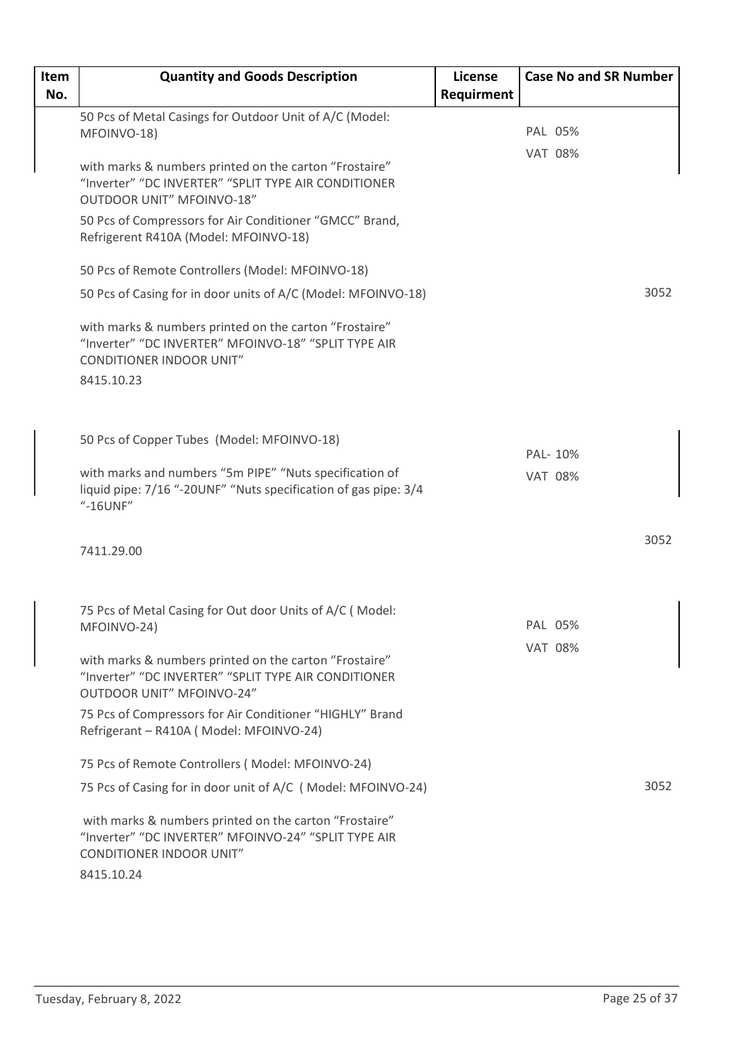| Item No. | Quantity and Goods Description | License Requirment | Case No and SR Number |
|---|---|---|---|
| | 50 Pcs of Metal Casings for Outdoor Unit of A/C (Model: MFOINVO-18)<br><br>with marks & numbers printed on the carton "Frostaire" "Inverter" "DC INVERTER" "SPLIT TYPE AIR CONDITIONER OUTDOOR UNIT" MFOINVO-18"<br><br>50 Pcs of Compressors for Air Conditioner "GMCC" Brand, Refrigerent R410A (Model: MFOINVO-18)<br><br>50 Pcs of Remote Controllers (Model: MFOINVO-18)<br><br>50 Pcs of Casing for in door units of A/C (Model: MFOINVO-18)<br><br>with marks & numbers printed on the carton "Frostaire" "Inverter" "DC INVERTER" MFOINVO-18" "SPLIT TYPE AIR CONDITIONER INDOOR UNIT"<br><br>8415.10.23 | | PAL 05%<br>VAT 08%<br><br>3052 |
| | 50 Pcs of Copper Tubes (Model: MFOINVO-18)<br><br>with marks and numbers "5m PIPE" "Nuts specification of liquid pipe: 7/16 "-20UNF" "Nuts specification of gas pipe: 3/4 "-16UNF"<br><br>7411.29.00 | | PAL- 10%<br>VAT 08%<br><br>3052 |
| | 75 Pcs of Metal Casing for Out door Units of A/C ( Model: MFOINVO-24)<br><br>with marks & numbers printed on the carton "Frostaire" "Inverter" "DC INVERTER" "SPLIT TYPE AIR CONDITIONER OUTDOOR UNIT" MFOINVO-24"<br><br>75 Pcs of Compressors for Air Conditioner "HIGHLY" Brand Refrigerant – R410A ( Model: MFOINVO-24)<br><br>75 Pcs of Remote Controllers ( Model: MFOINVO-24)<br><br>75 Pcs of Casing for in door unit of A/C ( Model: MFOINVO-24)<br><br>with marks & numbers printed on the carton "Frostaire" "Inverter" "DC INVERTER" MFOINVO-24" "SPLIT TYPE AIR CONDITIONER INDOOR UNIT"<br><br>8415.10.24 | | PAL 05%<br>VAT 08%<br><br>3052 |

Tuesday, February 8, 2022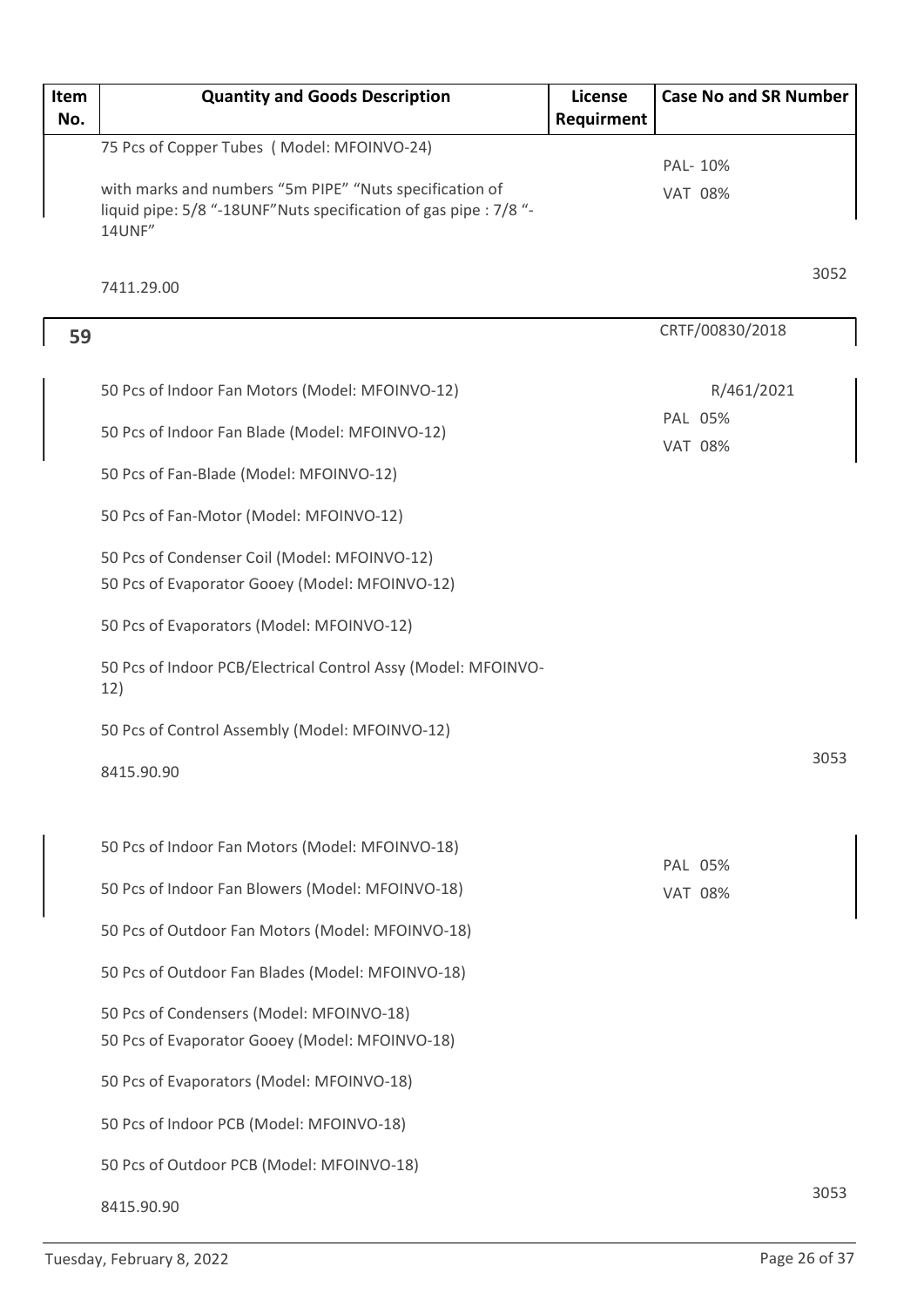| Item No. | Quantity and Goods Description | License Requirment | Case No and SR Number |
| --- | --- | --- | --- |
| | 75 Pcs of Copper Tubes ( Model: MFOINVO-24)<br><br>with marks and numbers "5m PIPE" "Nuts specification of liquid pipe: 5/8 "-18UNF"Nuts specification of gas pipe : 7/8 "-14UNF"<br><br>7411.29.00 | | PAL- 10%<br>VAT 08%<br><br>3052 |
| **59** | | | CRTF/00830/2018 |
| | 50 Pcs of Indoor Fan Motors (Model: MFOINVO-12)<br><br>50 Pcs of Indoor Fan Blade (Model: MFOINVO-12)<br><br>50 Pcs of Fan-Blade (Model: MFOINVO-12)<br><br>50 Pcs of Fan-Motor (Model: MFOINVO-12)<br><br>50 Pcs of Condenser Coil (Model: MFOINVO-12)<br>50 Pcs of Evaporator Gooey (Model: MFOINVO-12)<br><br>50 Pcs of Evaporators (Model: MFOINVO-12)<br><br>50 Pcs of Indoor PCB/Electrical Control Assy (Model: MFOINVO-12)<br><br>50 Pcs of Control Assembly (Model: MFOINVO-12)<br><br>8415.90.90 | | R/461/2021<br>PAL 05%<br>VAT 08%<br><br>3053 |
| | 50 Pcs of Indoor Fan Motors (Model: MFOINVO-18)<br><br>50 Pcs of Indoor Fan Blowers (Model: MFOINVO-18)<br><br>50 Pcs of Outdoor Fan Motors (Model: MFOINVO-18)<br><br>50 Pcs of Outdoor Fan Blades (Model: MFOINVO-18)<br><br>50 Pcs of Condensers (Model: MFOINVO-18)<br>50 Pcs of Evaporator Gooey (Model: MFOINVO-18)<br><br>50 Pcs of Evaporators (Model: MFOINVO-18)<br><br>50 Pcs of Indoor PCB (Model: MFOINVO-18)<br><br>50 Pcs of Outdoor PCB (Model: MFOINVO-18)<br><br>8415.90.90 | | PAL 05%<br>VAT 08%<br><br>3053 |

Tuesday, February 8, 2022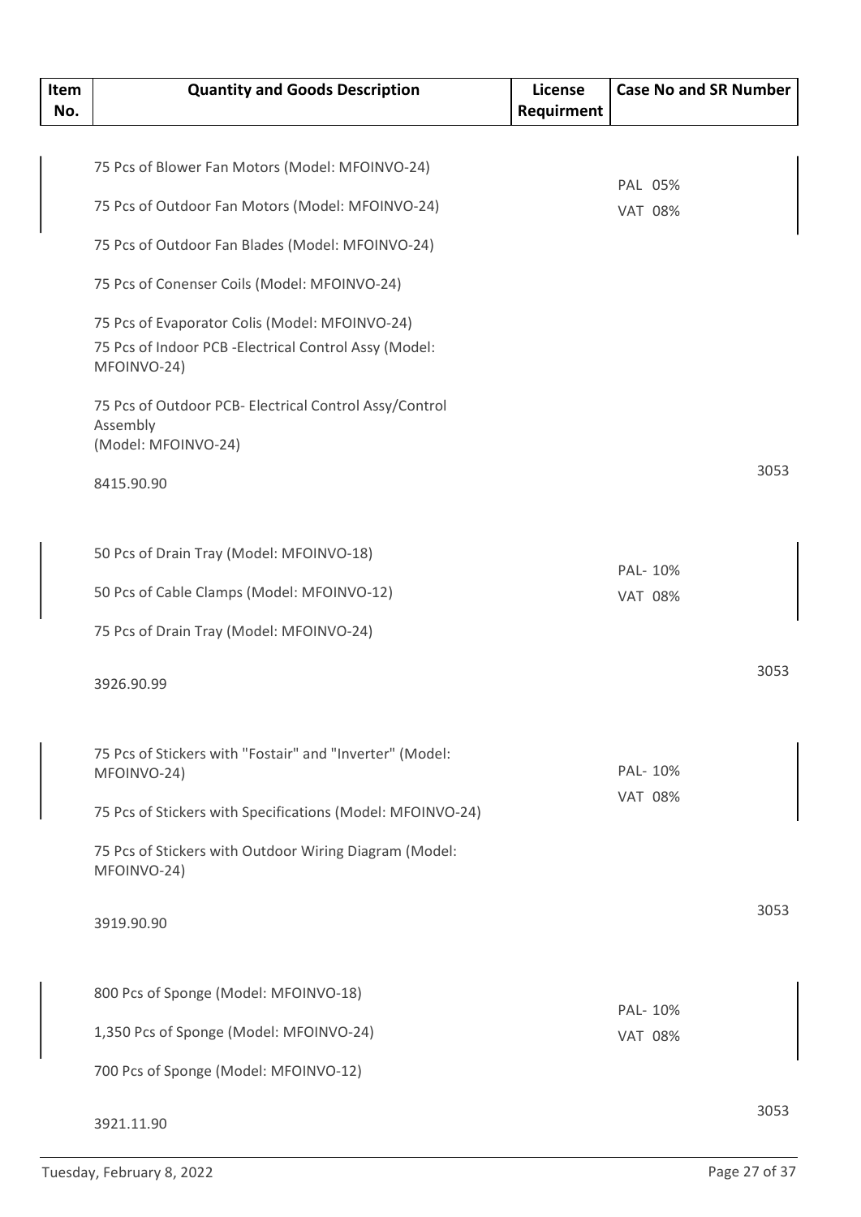| Item No. | Quantity and Goods Description | License Requirment | Case No and SR Number |
|---|---|---|---|
| | 75 Pcs of Blower Fan Motors (Model: MFOINVO-24)<br><br>75 Pcs of Outdoor Fan Motors (Model: MFOINVO-24)<br><br>75 Pcs of Outdoor Fan Blades (Model: MFOINVO-24)<br><br>75 Pcs of Conenser Coils (Model: MFOINVO-24)<br><br>75 Pcs of Evaporator Colis (Model: MFOINVO-24)<br>75 Pcs of Indoor PCB -Electrical Control Assy (Model: MFOINVO-24)<br><br>75 Pcs of Outdoor PCB- Electrical Control Assy/Control Assembly (Model: MFOINVO-24)<br><br>8415.90.90 | | PAL 05%<br>VAT 08%<br><br>3053 |
| | 50 Pcs of Drain Tray (Model: MFOINVO-18)<br><br>50 Pcs of Cable Clamps (Model: MFOINVO-12)<br><br>75 Pcs of Drain Tray (Model: MFOINVO-24)<br><br>3926.90.99 | | PAL- 10%<br>VAT 08%<br><br>3053 |
| | 75 Pcs of Stickers with "Fostair" and "Inverter" (Model: MFOINVO-24)<br><br>75 Pcs of Stickers with Specifications (Model: MFOINVO-24)<br><br>75 Pcs of Stickers with Outdoor Wiring Diagram (Model: MFOINVO-24)<br><br>3919.90.90 | | PAL- 10%<br>VAT 08%<br><br>3053 |
| | 800 Pcs of Sponge (Model: MFOINVO-18)<br><br>1,350 Pcs of Sponge (Model: MFOINVO-24)<br><br>700 Pcs of Sponge (Model: MFOINVO-12)<br><br>3921.11.90 | | PAL- 10%<br>VAT 08%<br><br>3053 |

Tuesday, February 8, 2022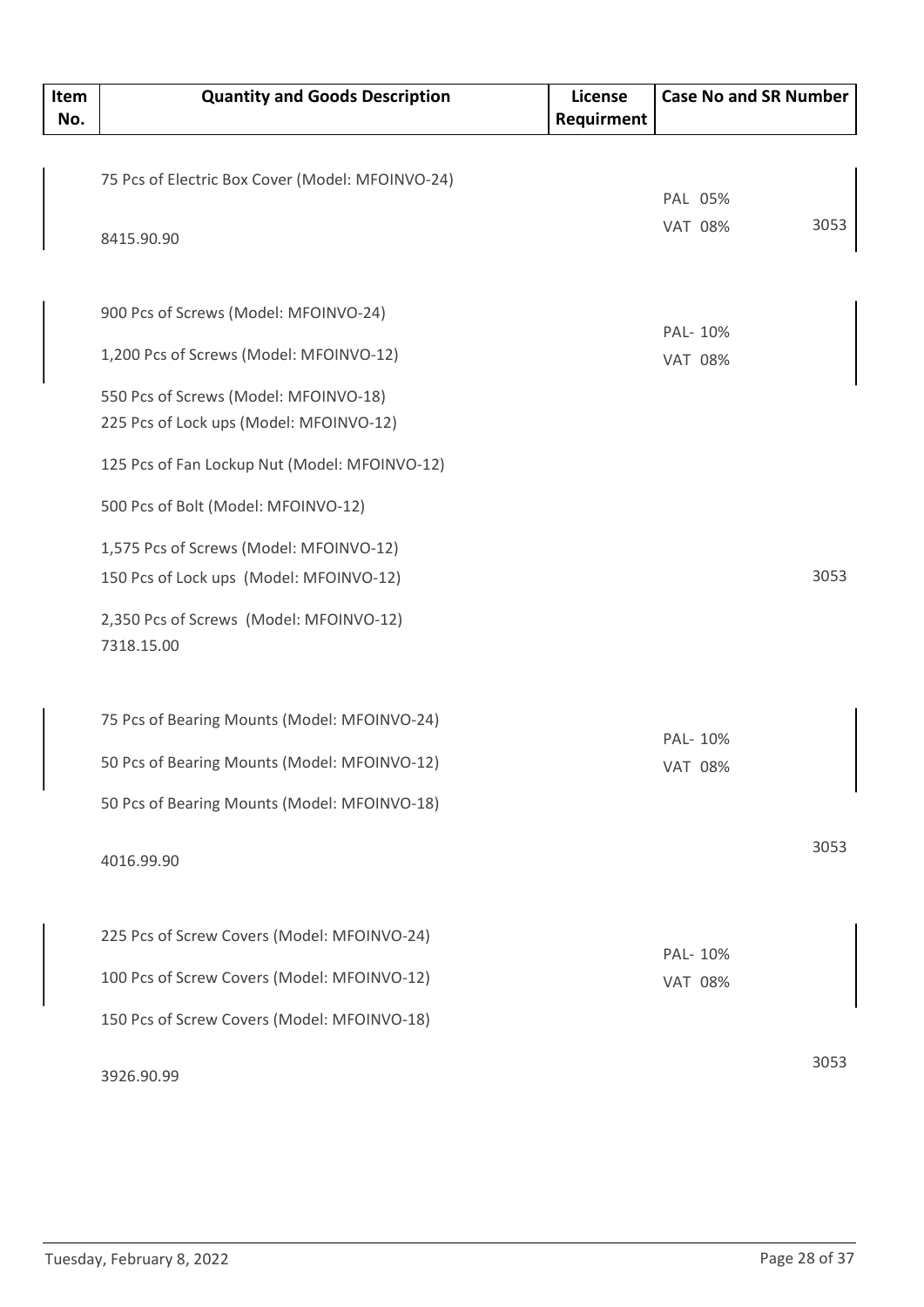| Item No. | Quantity and Goods Description | License Requirment | Case No and SR Number |
|---|---|---|---|
| | 75 Pcs of Electric Box Cover (Model: MFOINVO-24)<br>8415.90.90 | | PAL 05%<br>VAT 08%<br>3053 |
| | 900 Pcs of Screws (Model: MFOINVO-24)<br>1,200 Pcs of Screws (Model: MFOINVO-12)<br>550 Pcs of Screws (Model: MFOINVO-18)<br>225 Pcs of Lock ups (Model: MFOINVO-12)<br>125 Pcs of Fan Lockup Nut (Model: MFOINVO-12)<br>500 Pcs of Bolt (Model: MFOINVO-12)<br>1,575 Pcs of Screws (Model: MFOINVO-12)<br>150 Pcs of Lock ups (Model: MFOINVO-12)<br>2,350 Pcs of Screws (Model: MFOINVO-12)<br>7318.15.00 | | PAL- 10%<br>VAT 08%<br>3053 |
| | 75 Pcs of Bearing Mounts (Model: MFOINVO-24)<br>50 Pcs of Bearing Mounts (Model: MFOINVO-12)<br>50 Pcs of Bearing Mounts (Model: MFOINVO-18)<br>4016.99.90 | | PAL- 10%<br>VAT 08%<br>3053 |
| | 225 Pcs of Screw Covers (Model: MFOINVO-24)<br>100 Pcs of Screw Covers (Model: MFOINVO-12)<br>150 Pcs of Screw Covers (Model: MFOINVO-18)<br>3926.90.99 | | PAL- 10%<br>VAT 08%<br>3053 |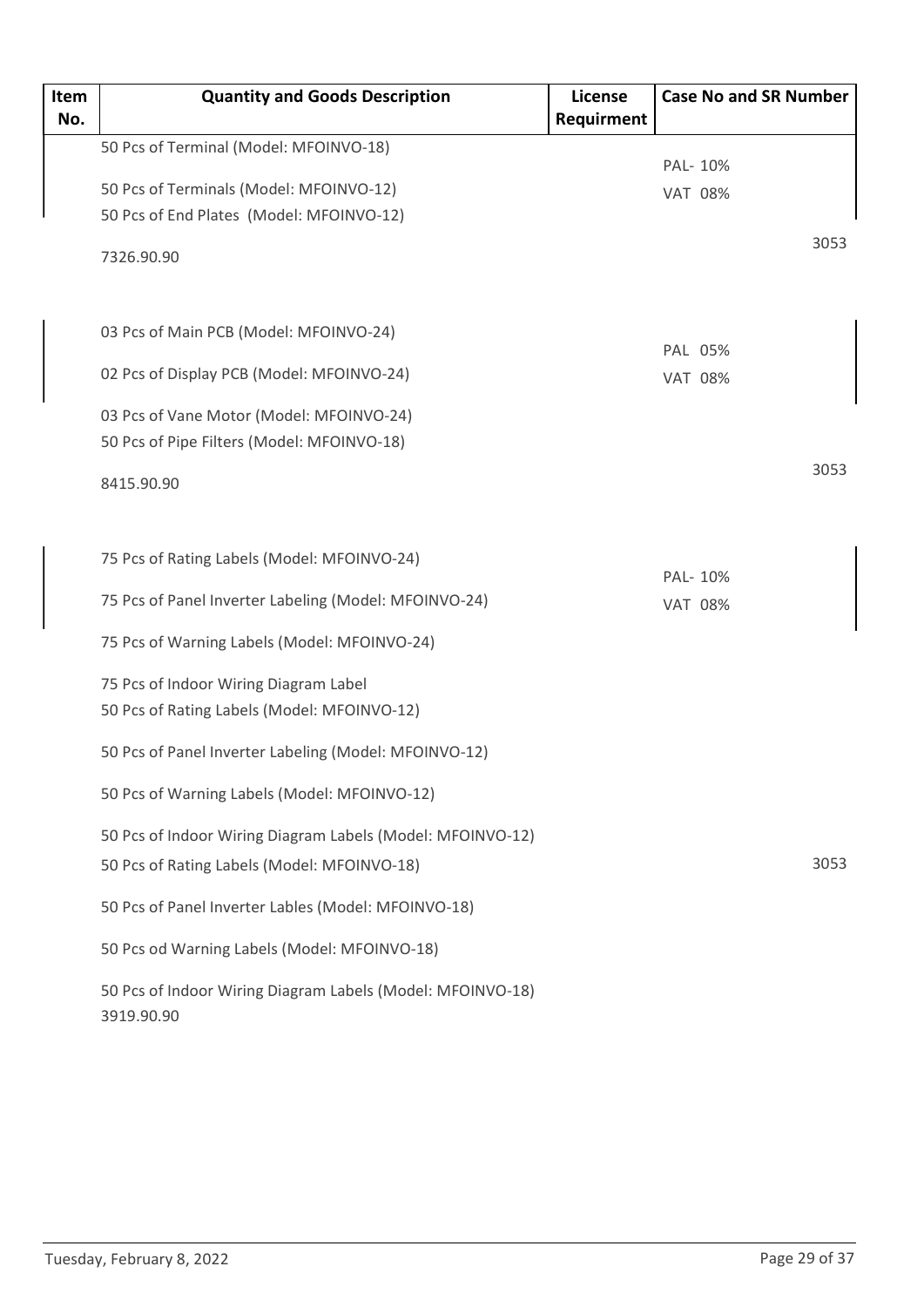| Item No. | Quantity and Goods Description | License Requirment | Case No and SR Number |
|---|---|---|---|
| | 50 Pcs of Terminal (Model: MFOINVO-18)<br>50 Pcs of Terminals (Model: MFOINVO-12)<br>50 Pcs of End Plates (Model: MFOINVO-12)<br>7326.90.90 | | PAL- 10%<br>VAT 08%<br>3053 |
| | 03 Pcs of Main PCB (Model: MFOINVO-24)<br>02 Pcs of Display PCB (Model: MFOINVO-24)<br>03 Pcs of Vane Motor (Model: MFOINVO-24)<br>50 Pcs of Pipe Filters (Model: MFOINVO-18)<br>8415.90.90 | | PAL 05%<br>VAT 08%<br>3053 |
| | 75 Pcs of Rating Labels (Model: MFOINVO-24)<br>75 Pcs of Panel Inverter Labeling (Model: MFOINVO-24)<br>75 Pcs of Warning Labels (Model: MFOINVO-24)<br>75 Pcs of Indoor Wiring Diagram Label<br>50 Pcs of Rating Labels (Model: MFOINVO-12)<br>50 Pcs of Panel Inverter Labeling (Model: MFOINVO-12)<br>50 Pcs of Warning Labels (Model: MFOINVO-12)<br>50 Pcs of Indoor Wiring Diagram Labels (Model: MFOINVO-12)<br>50 Pcs of Rating Labels (Model: MFOINVO-18)<br>50 Pcs of Panel Inverter Lables (Model: MFOINVO-18)<br>50 Pcs od Warning Labels (Model: MFOINVO-18)<br>50 Pcs of Indoor Wiring Diagram Labels (Model: MFOINVO-18)<br>3919.90.90 | | PAL- 10%<br>VAT 08%<br>3053 |

Tuesday, February 8, 2022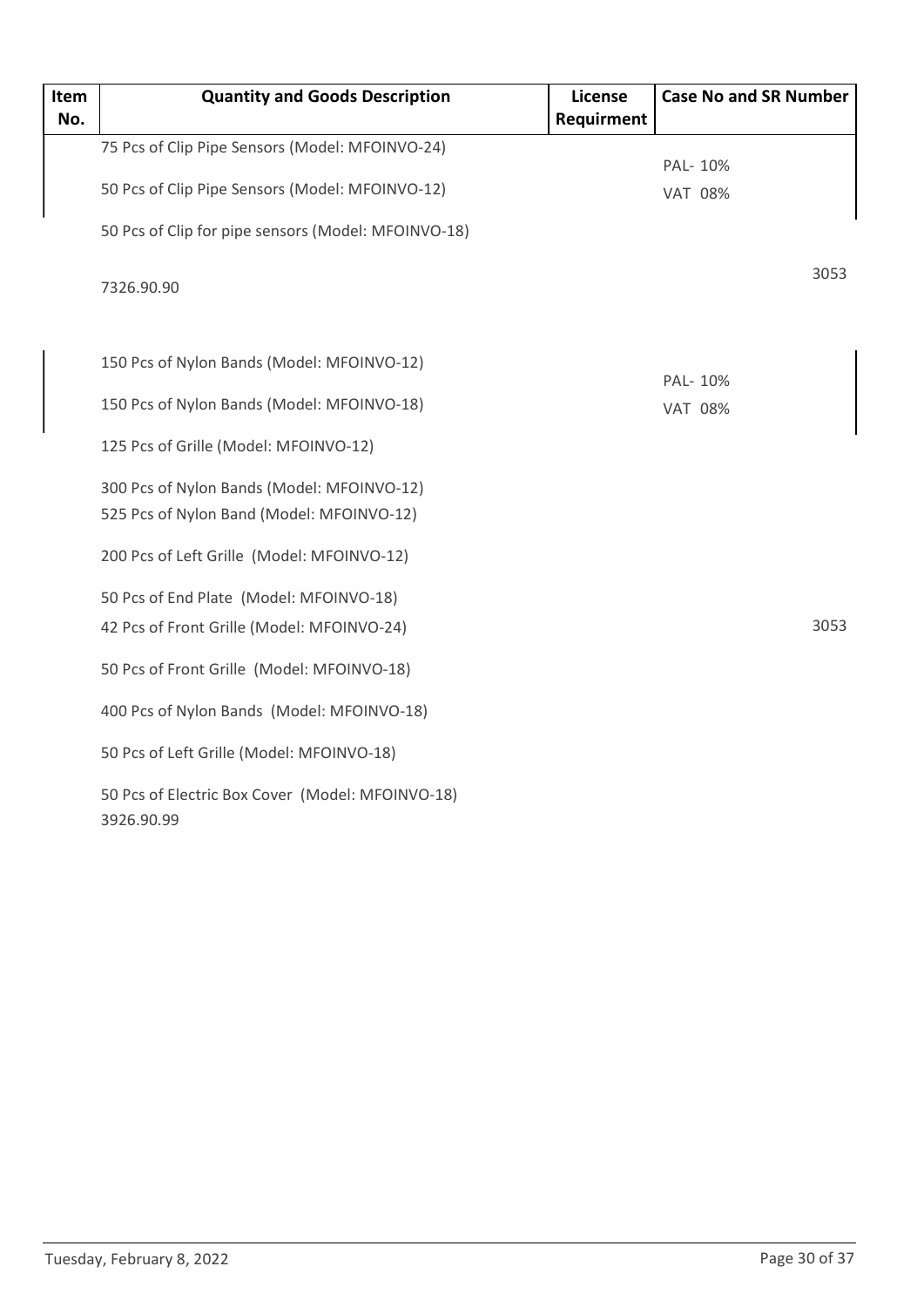| Item No. | Quantity and Goods Description | License Requirment | Case No and SR Number |
|---|---|---|---|
| | 75 Pcs of Clip Pipe Sensors (Model: MFOINVO-24)<br>50 Pcs of Clip Pipe Sensors (Model: MFOINVO-12)<br>50 Pcs of Clip for pipe sensors (Model: MFOINVO-18)<br>7326.90.90 | | PAL- 10%<br>VAT 08%<br>3053 |
| | 150 Pcs of Nylon Bands (Model: MFOINVO-12)<br>150 Pcs of Nylon Bands (Model: MFOINVO-18)<br>125 Pcs of Grille (Model: MFOINVO-12)<br>300 Pcs of Nylon Bands (Model: MFOINVO-12)<br>525 Pcs of Nylon Band (Model: MFOINVO-12)<br>200 Pcs of Left Grille (Model: MFOINVO-12)<br>50 Pcs of End Plate (Model: MFOINVO-18)<br>42 Pcs of Front Grille (Model: MFOINVO-24)<br>50 Pcs of Front Grille (Model: MFOINVO-18)<br>400 Pcs of Nylon Bands (Model: MFOINVO-18)<br>50 Pcs of Left Grille (Model: MFOINVO-18)<br>50 Pcs of Electric Box Cover (Model: MFOINVO-18)<br>3926.90.99 | | PAL- 10%<br>VAT 08%<br>3053 |

Tuesday, February 8, 2022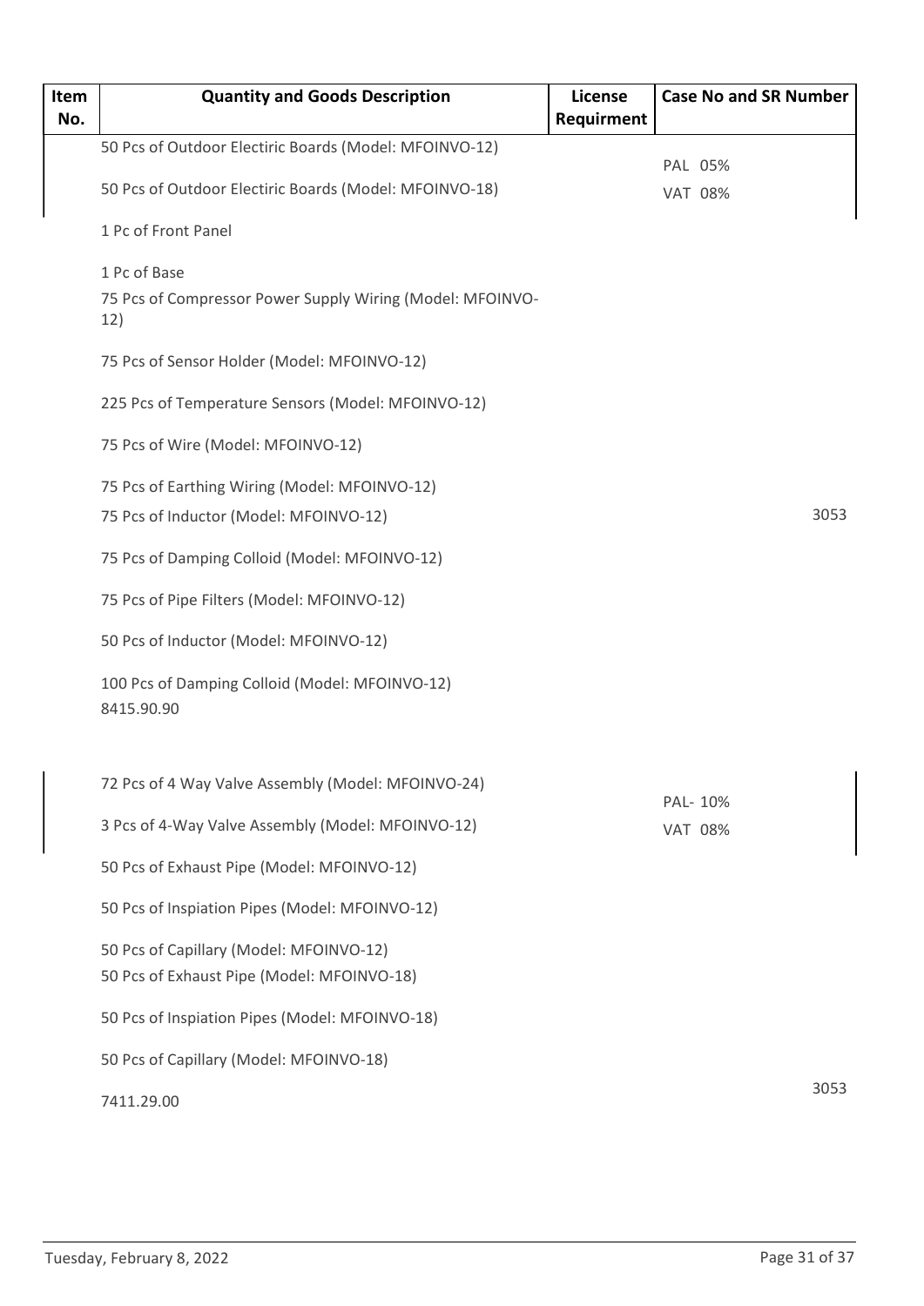| Item No. | Quantity and Goods Description | License Requirment | Case No and SR Number |
| --- | --- | --- | --- |
| | 50 Pcs of Outdoor Electiric Boards (Model: MFOINVO-12)<br><br>50 Pcs of Outdoor Electiric Boards (Model: MFOINVO-18)<br><br>1 Pc of Front Panel<br><br>1 Pc of Base<br><br>75 Pcs of Compressor Power Supply Wiring (Model: MFOINVO-12)<br><br>75 Pcs of Sensor Holder (Model: MFOINVO-12)<br><br>225 Pcs of Temperature Sensors (Model: MFOINVO-12)<br><br>75 Pcs of Wire (Model: MFOINVO-12)<br><br>75 Pcs of Earthing Wiring (Model: MFOINVO-12)<br><br>75 Pcs of Inductor (Model: MFOINVO-12)<br><br>75 Pcs of Damping Colloid (Model: MFOINVO-12)<br><br>75 Pcs of Pipe Filters (Model: MFOINVO-12)<br><br>50 Pcs of Inductor (Model: MFOINVO-12)<br><br>100 Pcs of Damping Colloid (Model: MFOINVO-12)<br><br>8415.90.90 | | PAL 05%<br>VAT 08%<br><br>3053 |
| | 72 Pcs of 4 Way Valve Assembly (Model: MFOINVO-24)<br><br>3 Pcs of 4-Way Valve Assembly (Model: MFOINVO-12)<br><br>50 Pcs of Exhaust Pipe (Model: MFOINVO-12)<br><br>50 Pcs of Inspiation Pipes (Model: MFOINVO-12)<br><br>50 Pcs of Capillary (Model: MFOINVO-12)<br><br>50 Pcs of Exhaust Pipe (Model: MFOINVO-18)<br><br>50 Pcs of Inspiation Pipes (Model: MFOINVO-18)<br><br>50 Pcs of Capillary (Model: MFOINVO-18)<br><br>7411.29.00 | | PAL- 10%<br>VAT 08%<br><br>3053 |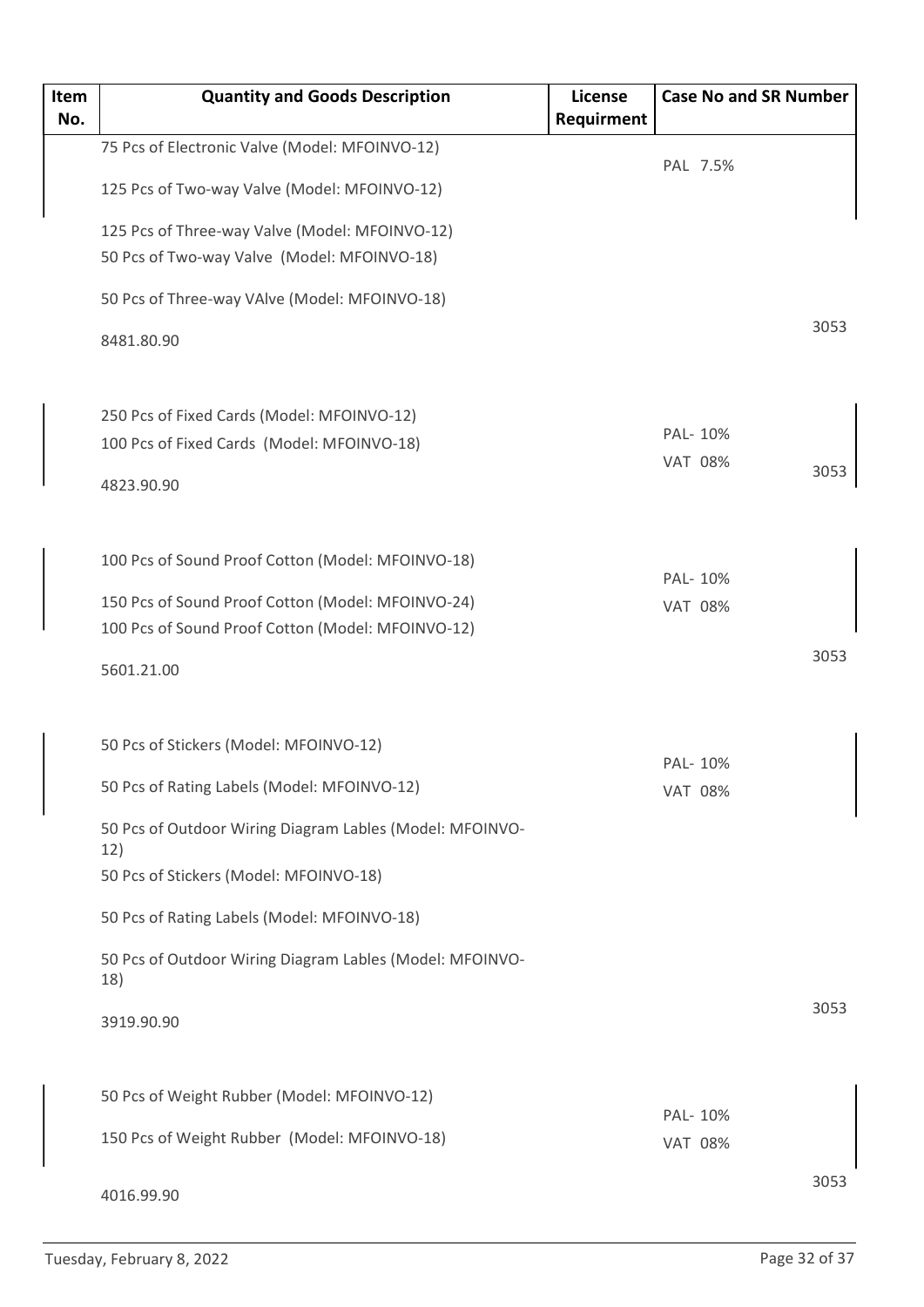| Item No. | Quantity and Goods Description | License Requirment | Case No and SR Number |
|---|---|---|---|
| | 75 Pcs of Electronic Valve (Model: MFOINVO-12)<br>125 Pcs of Two-way Valve (Model: MFOINVO-12)<br>125 Pcs of Three-way Valve (Model: MFOINVO-12)<br>50 Pcs of Two-way Valve (Model: MFOINVO-18)<br>50 Pcs of Three-way VAlve (Model: MFOINVO-18)<br>8481.80.90 | | PAL 7.5%<br>3053 |
| | 250 Pcs of Fixed Cards (Model: MFOINVO-12)<br>100 Pcs of Fixed Cards (Model: MFOINVO-18)<br>4823.90.90 | | PAL- 10%<br>VAT 08%<br>3053 |
| | 100 Pcs of Sound Proof Cotton (Model: MFOINVO-18)<br>150 Pcs of Sound Proof Cotton (Model: MFOINVO-24)<br>100 Pcs of Sound Proof Cotton (Model: MFOINVO-12)<br>5601.21.00 | | PAL- 10%<br>VAT 08%<br>3053 |
| | 50 Pcs of Stickers (Model: MFOINVO-12)<br>50 Pcs of Rating Labels (Model: MFOINVO-12)<br>50 Pcs of Outdoor Wiring Diagram Lables (Model: MFOINVO-12)<br>50 Pcs of Stickers (Model: MFOINVO-18)<br>50 Pcs of Rating Labels (Model: MFOINVO-18)<br>50 Pcs of Outdoor Wiring Diagram Lables (Model: MFOINVO-18)<br>3919.90.90 | | PAL- 10%<br>VAT 08%<br>3053 |
| | 50 Pcs of Weight Rubber (Model: MFOINVO-12)<br>150 Pcs of Weight Rubber (Model: MFOINVO-18)<br>4016.99.90 | | PAL- 10%<br>VAT 08%<br>3053 |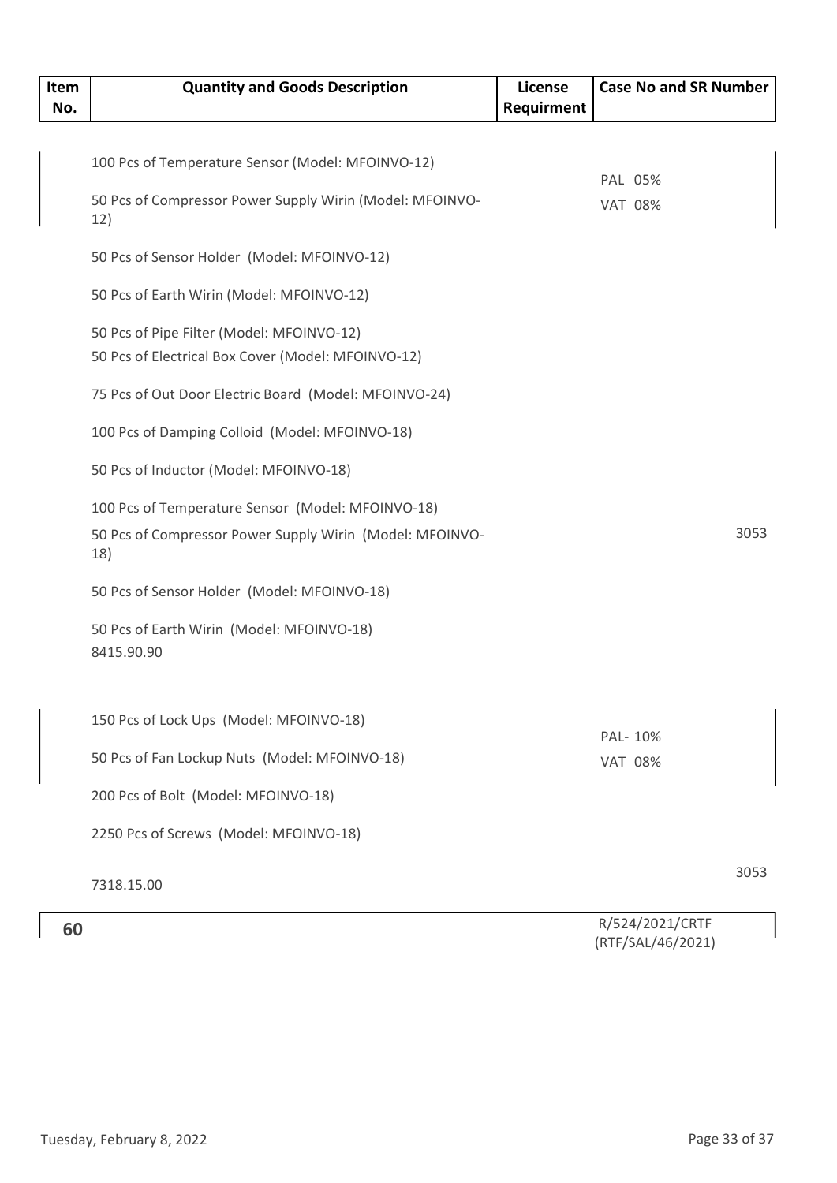| Item No. | Quantity and Goods Description | License Requirment | Case No and SR Number |
|---|---|---|---|
| | 100 Pcs of Temperature Sensor (Model: MFOINVO-12)<br><br>50 Pcs of Compressor Power Supply Wirin (Model: MFOINVO-12)<br><br>50 Pcs of Sensor Holder (Model: MFOINVO-12)<br><br>50 Pcs of Earth Wirin (Model: MFOINVO-12)<br><br>50 Pcs of Pipe Filter (Model: MFOINVO-12)<br>50 Pcs of Electrical Box Cover (Model: MFOINVO-12)<br><br>75 Pcs of Out Door Electric Board (Model: MFOINVO-24)<br><br>100 Pcs of Damping Colloid (Model: MFOINVO-18)<br><br>50 Pcs of Inductor (Model: MFOINVO-18)<br><br>100 Pcs of Temperature Sensor (Model: MFOINVO-18)<br><br>50 Pcs of Compressor Power Supply Wirin (Model: MFOINVO-18)<br><br>50 Pcs of Sensor Holder (Model: MFOINVO-18)<br><br>50 Pcs of Earth Wirin (Model: MFOINVO-18)<br>8415.90.90 | | PAL 05%<br>VAT 08%<br><br>3053 |
| | 150 Pcs of Lock Ups (Model: MFOINVO-18)<br><br>50 Pcs of Fan Lockup Nuts (Model: MFOINVO-18)<br><br>200 Pcs of Bolt (Model: MFOINVO-18)<br><br>2250 Pcs of Screws (Model: MFOINVO-18)<br><br>7318.15.00 | | PAL- 10%<br>VAT 08%<br><br>3053 |
| 60 | | | R/524/2021/CRTF (RTF/SAL/46/2021) |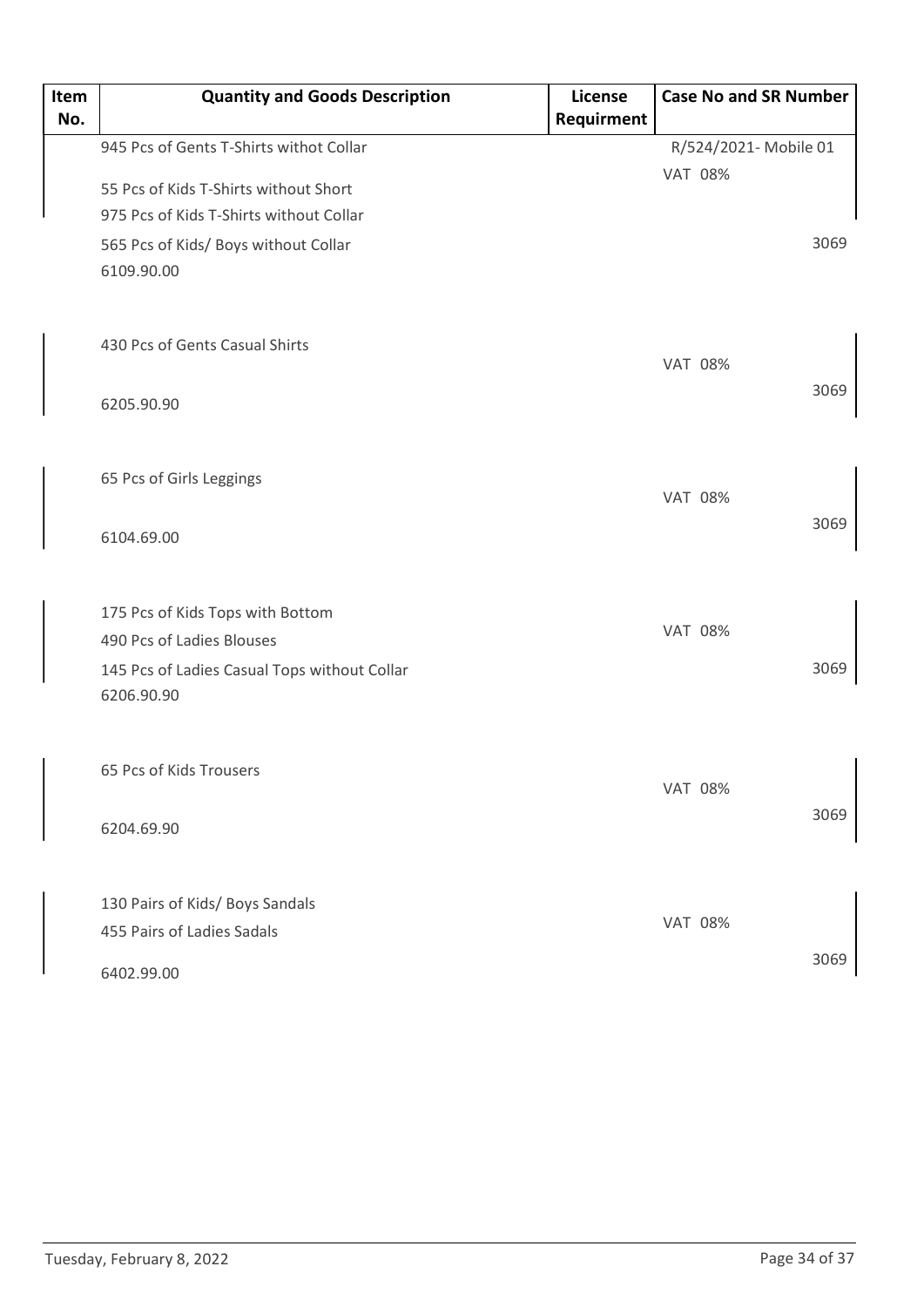| Item No. | Quantity and Goods Description | License Requirment | Case No and SR Number |
| --- | --- | --- | --- |
| | 945 Pcs of Gents T-Shirts withot Collar<br>55 Pcs of Kids T-Shirts without Short<br>975 Pcs of Kids T-Shirts without Collar<br>565 Pcs of Kids/ Boys without Collar<br>6109.90.00 | | R/524/2021- Mobile 01<br>VAT 08%<br>3069 |
| | 430 Pcs of Gents Casual Shirts<br>6205.90.90 | | VAT 08%<br>3069 |
| | 65 Pcs of Girls Leggings<br>6104.69.00 | | VAT 08%<br>3069 |
| | 175 Pcs of Kids Tops with Bottom<br>490 Pcs of Ladies Blouses<br>145 Pcs of Ladies Casual Tops without Collar<br>6206.90.90 | | VAT 08%<br>3069 |
| | 65 Pcs of Kids Trousers<br>6204.69.90 | | VAT 08%<br>3069 |
| | 130 Pairs of Kids/ Boys Sandals<br>455 Pairs of Ladies Sadals<br>6402.99.00 | | VAT 08%<br>3069 |

Tuesday, February 8, 2022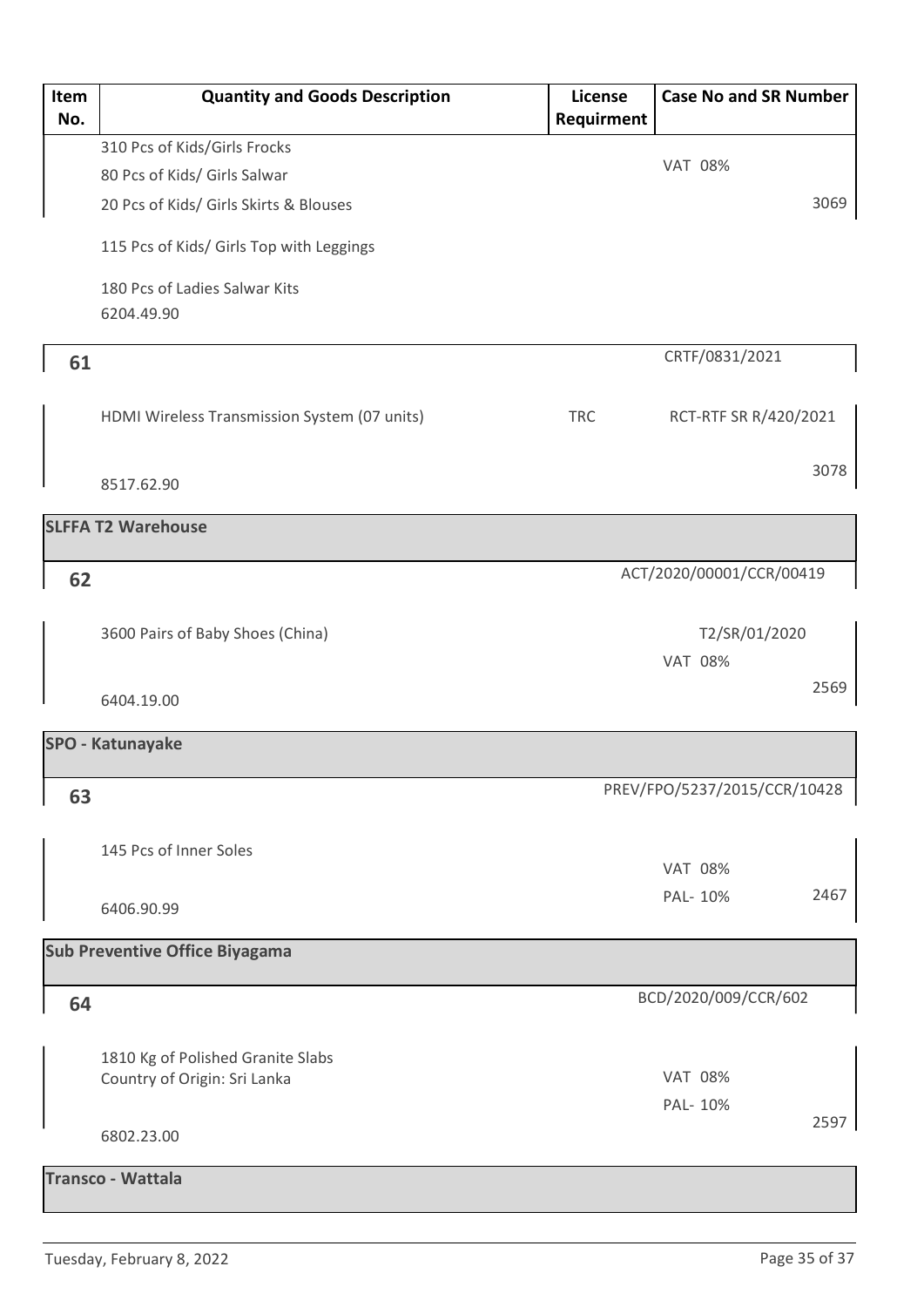| Item No. | Quantity and Goods Description | License Requirment | Case No and SR Number |
|---|---|---|---|
| | 310 Pcs of Kids/Girls Frocks<br>80 Pcs of Kids/ Girls Salwar<br>20 Pcs of Kids/ Girls Skirts & Blouses<br>115 Pcs of Kids/ Girls Top with Leggings<br>180 Pcs of Ladies Salwar Kits<br>6204.49.90 | | VAT 08%<br>3069 |
| 61 | HDMI Wireless Transmission System (07 units)<br>8517.62.90 | TRC | CRTF/0831/2021<br>RCT-RTF SR R/420/2021<br>3078 |
| **SLFFA T2 Warehouse** | | | |
| 62 | 3600 Pairs of Baby Shoes (China)<br>6404.19.00 | | ACT/2020/00001/CCR/00419<br>T2/SR/01/2020<br>VAT 08%<br>2569 |
| **SPO - Katunayake** | | | |
| 63 | 145 Pcs of Inner Soles<br>6406.90.99 | | PREV/FPO/5237/2015/CCR/10428<br>VAT 08%<br>PAL- 10%<br>2467 |
| **Sub Preventive Office Biyagama** | | | |
| 64 | 1810 Kg of Polished Granite Slabs<br>Country of Origin: Sri Lanka<br>6802.23.00 | | BCD/2020/009/CCR/602<br>VAT 08%<br>PAL- 10%<br>2597 |
| **Transco - Wattala** | | | |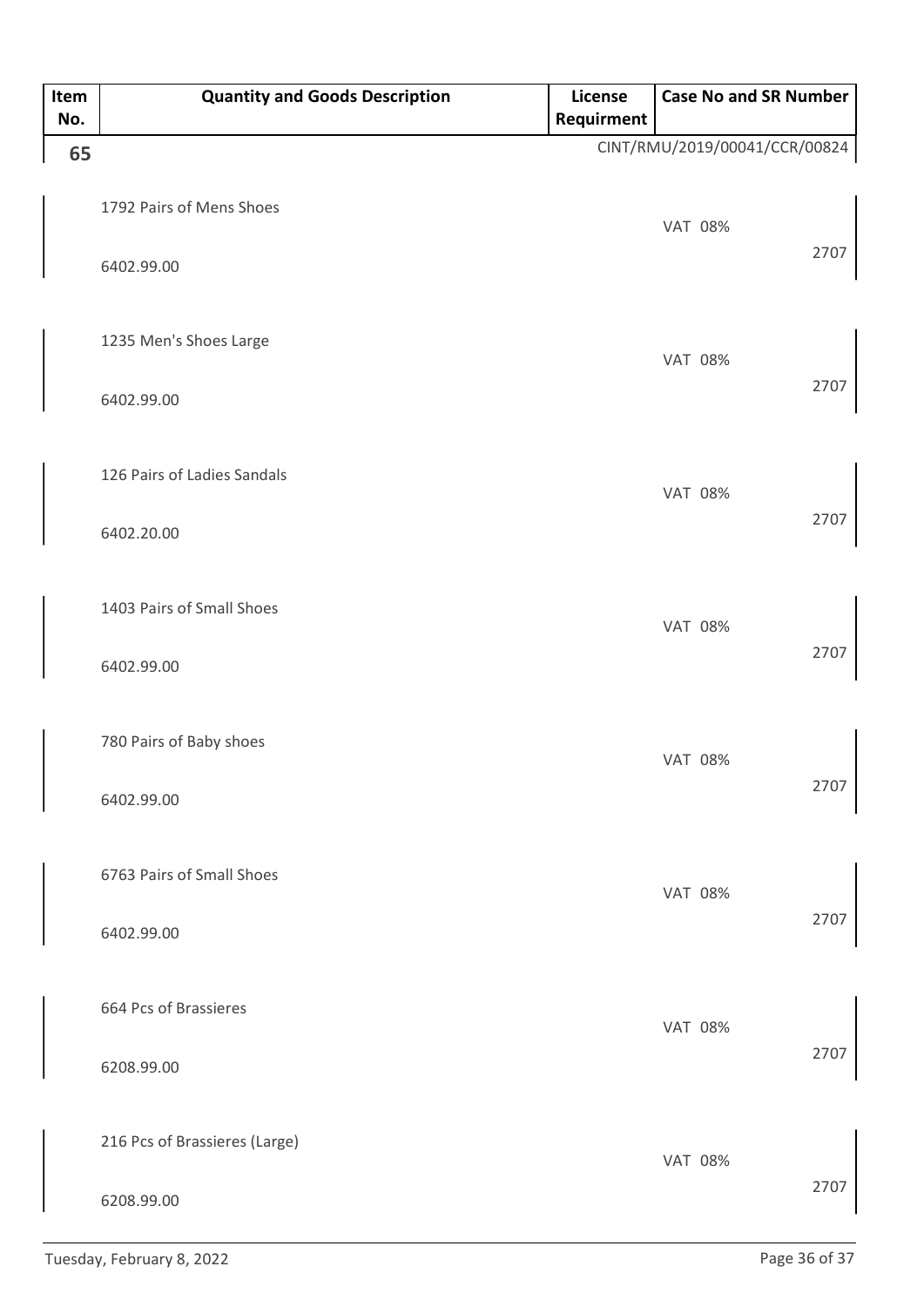| Item No. | Quantity and Goods Description | License Requirment | Case No and SR Number |
|---|---|---|---|
| 65 | | | CINT/RMU/2019/00041/CCR/00824 |
| | 1792 Pairs of Mens Shoes<br>6402.99.00 | | VAT 08%<br>2707 |
| | 1235 Men's Shoes Large<br>6402.99.00 | | VAT 08%<br>2707 |
| | 126 Pairs of Ladies Sandals<br>6402.20.00 | | VAT 08%<br>2707 |
| | 1403 Pairs of Small Shoes<br>6402.99.00 | | VAT 08%<br>2707 |
| | 780 Pairs of Baby shoes<br>6402.99.00 | | VAT 08%<br>2707 |
| | 6763 Pairs of Small Shoes<br>6402.99.00 | | VAT 08%<br>2707 |
| | 664 Pcs of Brassieres<br>6208.99.00 | | VAT 08%<br>2707 |
| | 216 Pcs of Brassieres (Large)<br>6208.99.00 | | VAT 08%<br>2707 |

Tuesday, February 8, 2022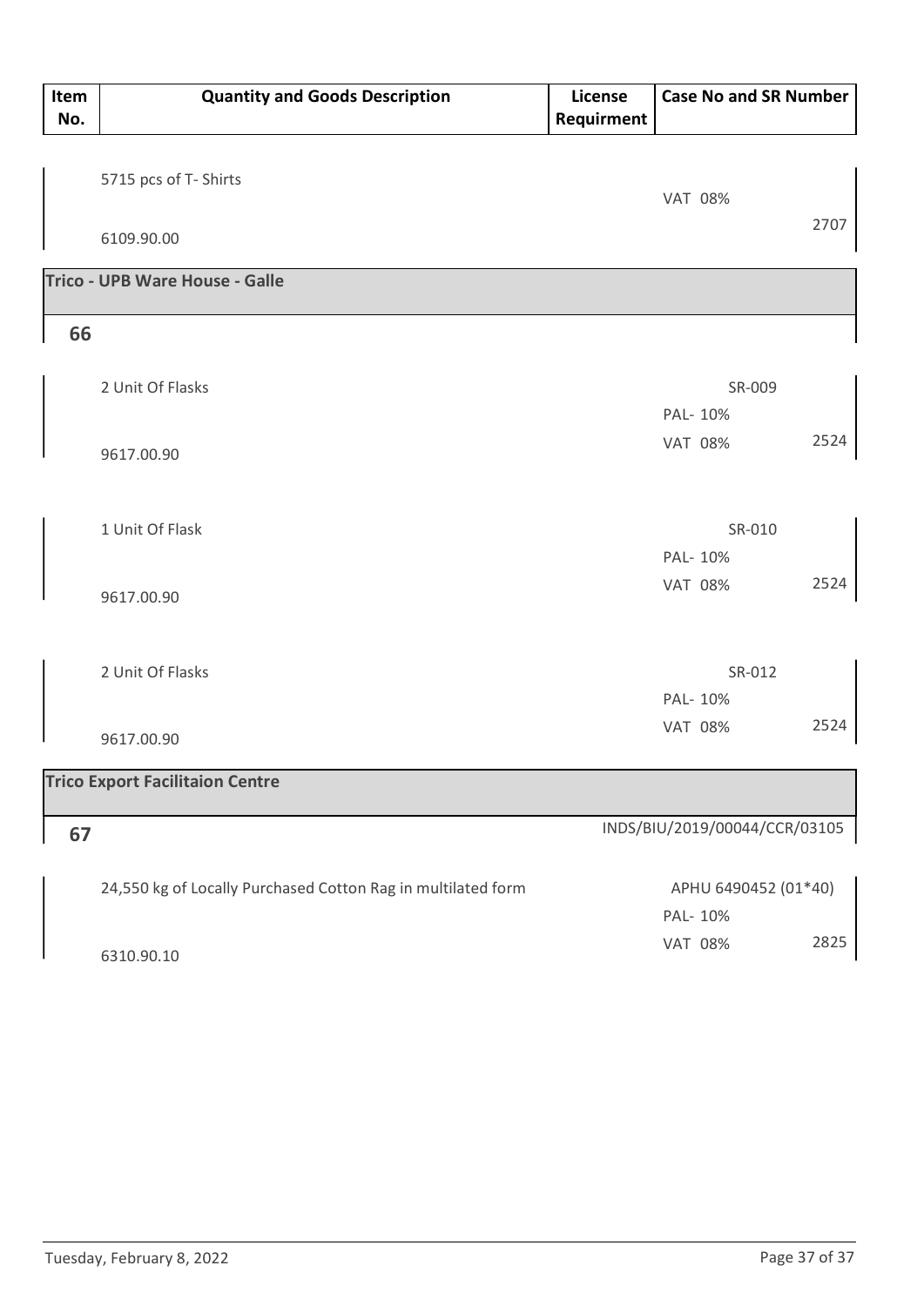| Item No. | Quantity and Goods Description | License Requirment | Case No and SR Number |
|---|---|---|---|
| | 5715 pcs of T- Shirts<br>6109.90.00 | | VAT 08%<br>2707 |
| **Trico - UPB Ware House - Galle** | | | |
| **66** | | | |
| | 2 Unit Of Flasks<br>9617.00.90 | | SR-009<br>PAL- 10%<br>VAT 08%<br>2524 |
| | 1 Unit Of Flask<br>9617.00.90 | | SR-010<br>PAL- 10%<br>VAT 08%<br>2524 |
| | 2 Unit Of Flasks<br>9617.00.90 | | SR-012<br>PAL- 10%<br>VAT 08%<br>2524 |
| **Trico Export Facilitaion Centre** | | | |
| **67** | | | INDS/BIU/2019/00044/CCR/03105 |
| | 24,550 kg of Locally Purchased Cotton Rag in multilated form<br>6310.90.10 | | APHU 6490452 (01*40)<br>PAL- 10%<br>VAT 08%<br>2825 |

Tuesday, February 8, 2022